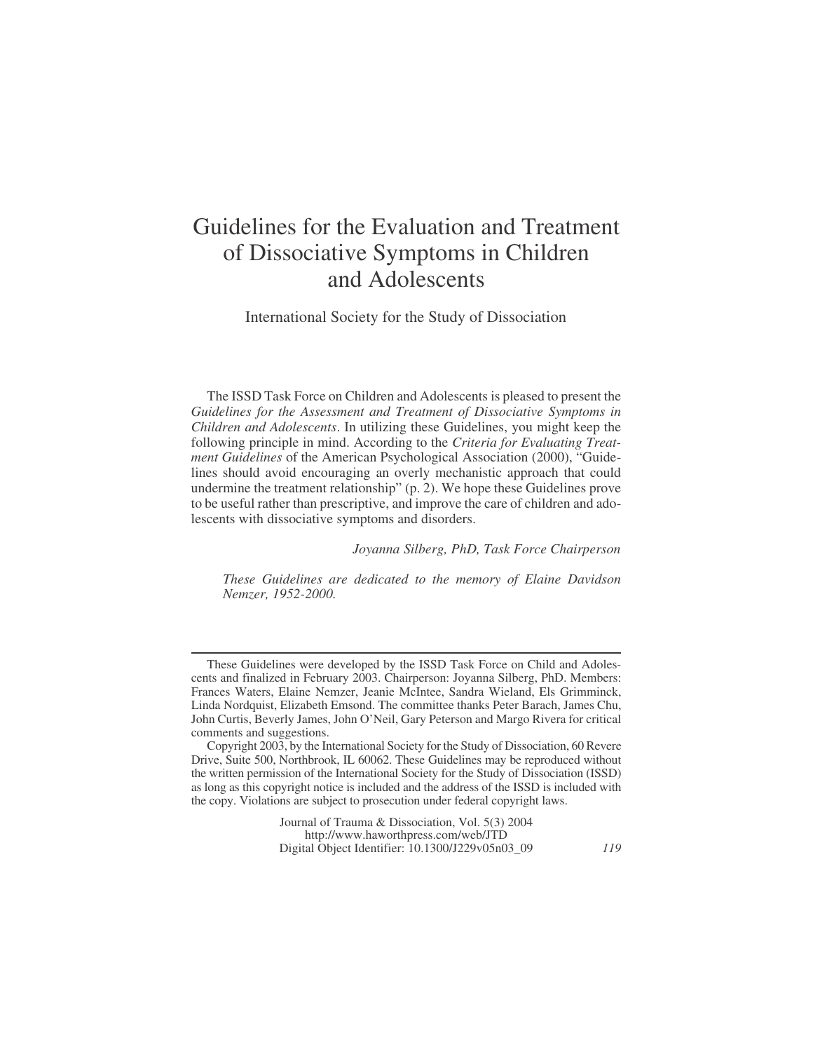# Guidelines for the Evaluation and Treatment of Dissociative Symptoms in Children and Adolescents

International Society for the Study of Dissociation

The ISSD Task Force on Children and Adolescents is pleased to present the *Guidelines for the Assessment and Treatment of Dissociative Symptoms in Children and Adolescents*. In utilizing these Guidelines, you might keep the following principle in mind. According to the *Criteria for Evaluating Treatment Guidelines* of the American Psychological Association (2000), "Guidelines should avoid encouraging an overly mechanistic approach that could undermine the treatment relationship" (p. 2). We hope these Guidelines prove to be useful rather than prescriptive, and improve the care of children and adolescents with dissociative symptoms and disorders.

*Joyanna Silberg, PhD, Task Force Chairperson*

*These Guidelines are dedicated to the memory of Elaine Davidson Nemzer, 1952-2000.*

---

These Guidelines were developed by the ISSD Task Force on Child and Adolescents and finalized in February 2003. Chairperson: Joyanna Silberg, PhD. Members: Frances Waters, Elaine Nemzer, Jeanie McIntee, Sandra Wieland, Els Grimminck, Linda Nordquist, Elizabeth Emsond. The committee thanks Peter Barach, James Chu, John Curtis, Beverly James, John O'Neil, Gary Peterson and Margo Rivera for critical comments and suggestions.

Copyright 2003, by the International Society for the Study of Dissociation, 60 Revere Drive, Suite 500, Northbrook, IL 60062. These Guidelines may be reproduced without the written permission of the International Society for the Study of Dissociation (ISSD) as long as this copyright notice is included and the address of the ISSD is included with the copy. Violations are subject to prosecution under federal copyright laws.

Journal of Trauma & Dissociation, Vol. 5(3) 2004
http://www.haworthpress.com/web/JTD
Digital Object Identifier: 10.1300/J229v05n03_09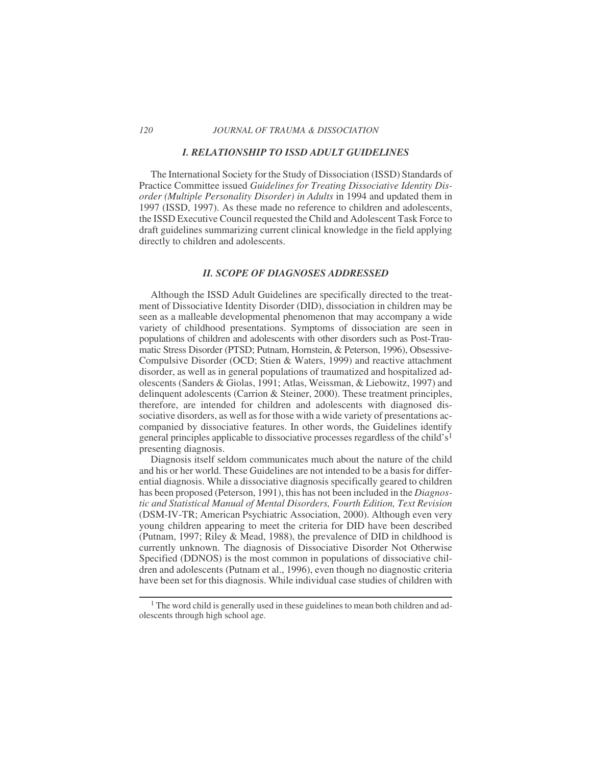## I. RELATIONSHIP TO ISSD ADULT GUIDELINES

The International Society for the Study of Dissociation (ISSD) Standards of Practice Committee issued *Guidelines for Treating Dissociative Identity Disorder (Multiple Personality Disorder) in Adults* in 1994 and updated them in 1997 (ISSD, 1997). As these made no reference to children and adolescents, the ISSD Executive Council requested the Child and Adolescent Task Force to draft guidelines summarizing current clinical knowledge in the field applying directly to children and adolescents.

## II. SCOPE OF DIAGNOSES ADDRESSED

Although the ISSD Adult Guidelines are specifically directed to the treatment of Dissociative Identity Disorder (DID), dissociation in children may be seen as a malleable developmental phenomenon that may accompany a wide variety of childhood presentations. Symptoms of dissociation are seen in populations of children and adolescents with other disorders such as Post-Traumatic Stress Disorder (PTSD; Putnam, Hornstein, & Peterson, 1996), Obsessive-Compulsive Disorder (OCD; Stien & Waters, 1999) and reactive attachment disorder, as well as in general populations of traumatized and hospitalized adolescents (Sanders & Giolas, 1991; Atlas, Weissman, & Liebowitz, 1997) and delinquent adolescents (Carrion & Steiner, 2000). These treatment principles, therefore, are intended for children and adolescents with diagnosed dissociative disorders, as well as for those with a wide variety of presentations accompanied by dissociative features. In other words, the Guidelines identify general principles applicable to dissociative processes regardless of the child's[1] presenting diagnosis.

Diagnosis itself seldom communicates much about the nature of the child and his or her world. These Guidelines are not intended to be a basis for differential diagnosis. While a dissociative diagnosis specifically geared to children has been proposed (Peterson, 1991), this has not been included in the *Diagnostic and Statistical Manual of Mental Disorders, Fourth Edition, Text Revision* (DSM-IV-TR; American Psychiatric Association, 2000). Although even very young children appearing to meet the criteria for DID have been described (Putnam, 1997; Riley & Mead, 1988), the prevalence of DID in childhood is currently unknown. The diagnosis of Dissociative Disorder Not Otherwise Specified (DDNOS) is the most common in populations of dissociative children and adolescents (Putnam et al., 1996), even though no diagnostic criteria have been set for this diagnosis. While individual case studies of children with

---

[1] The word child is generally used in these guidelines to mean both children and adolescents through high school age.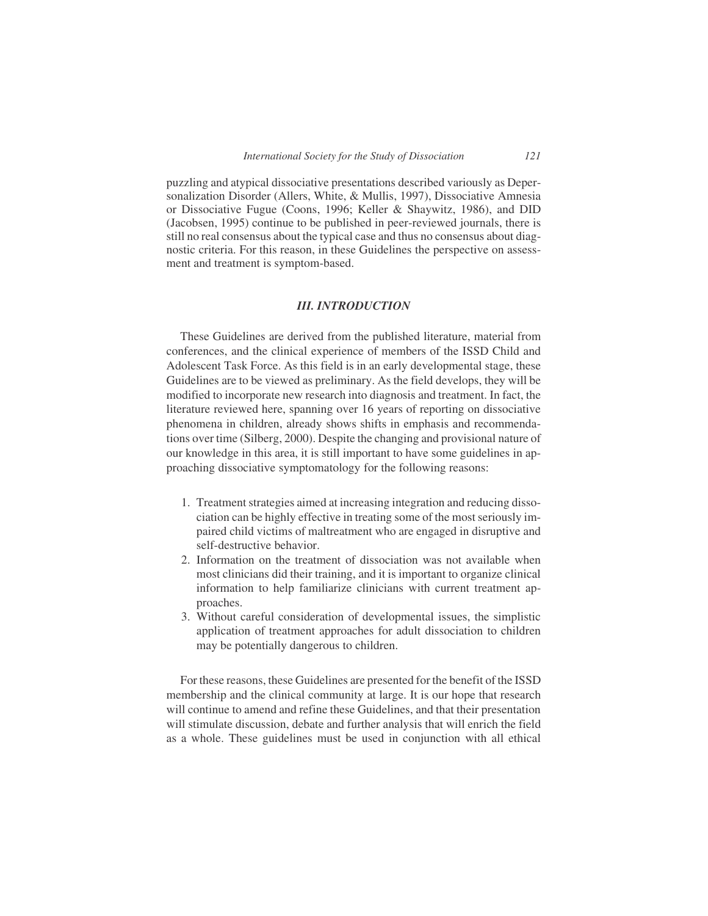puzzling and atypical dissociative presentations described variously as Depersonalization Disorder (Allers, White, & Mullis, 1997), Dissociative Amnesia or Dissociative Fugue (Coons, 1996; Keller & Shaywitz, 1986), and DID (Jacobsen, 1995) continue to be published in peer-reviewed journals, there is still no real consensus about the typical case and thus no consensus about diagnostic criteria. For this reason, in these Guidelines the perspective on assessment and treatment is symptom-based.

## *III. INTRODUCTION*

These Guidelines are derived from the published literature, material from conferences, and the clinical experience of members of the ISSD Child and Adolescent Task Force. As this field is in an early developmental stage, these Guidelines are to be viewed as preliminary. As the field develops, they will be modified to incorporate new research into diagnosis and treatment. In fact, the literature reviewed here, spanning over 16 years of reporting on dissociative phenomena in children, already shows shifts in emphasis and recommendations over time (Silberg, 2000). Despite the changing and provisional nature of our knowledge in this area, it is still important to have some guidelines in approaching dissociative symptomatology for the following reasons:

1. Treatment strategies aimed at increasing integration and reducing dissociation can be highly effective in treating some of the most seriously impaired child victims of maltreatment who are engaged in disruptive and self-destructive behavior.
2. Information on the treatment of dissociation was not available when most clinicians did their training, and it is important to organize clinical information to help familiarize clinicians with current treatment approaches.
3. Without careful consideration of developmental issues, the simplistic application of treatment approaches for adult dissociation to children may be potentially dangerous to children.

For these reasons, these Guidelines are presented for the benefit of the ISSD membership and the clinical community at large. It is our hope that research will continue to amend and refine these Guidelines, and that their presentation will stimulate discussion, debate and further analysis that will enrich the field as a whole. These guidelines must be used in conjunction with all ethical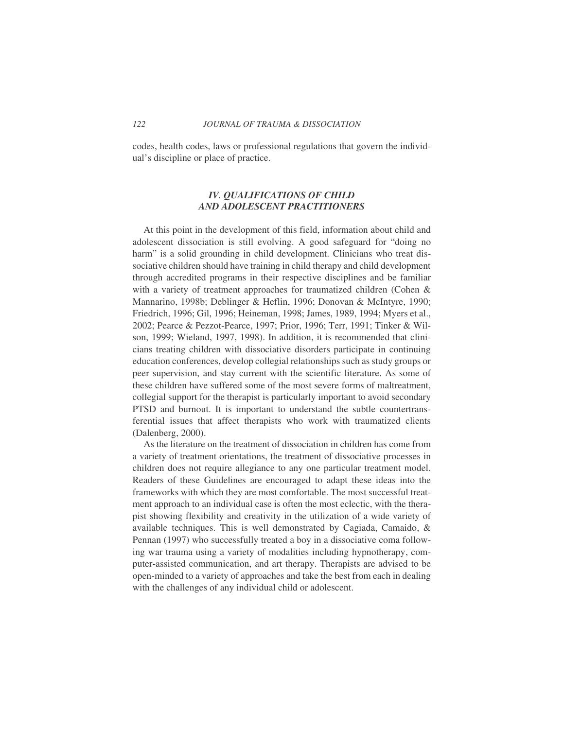codes, health codes, laws or professional regulations that govern the individual's discipline or place of practice.

## *IV. QUALIFICATIONS OF CHILD AND ADOLESCENT PRACTITIONERS*

At this point in the development of this field, information about child and adolescent dissociation is still evolving. A good safeguard for "doing no harm" is a solid grounding in child development. Clinicians who treat dissociative children should have training in child therapy and child development through accredited programs in their respective disciplines and be familiar with a variety of treatment approaches for traumatized children (Cohen & Mannarino, 1998b; Deblinger & Heflin, 1996; Donovan & McIntyre, 1990; Friedrich, 1996; Gil, 1996; Heineman, 1998; James, 1989, 1994; Myers et al., 2002; Pearce & Pezzot-Pearce, 1997; Prior, 1996; Terr, 1991; Tinker & Wilson, 1999; Wieland, 1997, 1998). In addition, it is recommended that clinicians treating children with dissociative disorders participate in continuing education conferences, develop collegial relationships such as study groups or peer supervision, and stay current with the scientific literature. As some of these children have suffered some of the most severe forms of maltreatment, collegial support for the therapist is particularly important to avoid secondary PTSD and burnout. It is important to understand the subtle countertransferential issues that affect therapists who work with traumatized clients (Dalenberg, 2000).

As the literature on the treatment of dissociation in children has come from a variety of treatment orientations, the treatment of dissociative processes in children does not require allegiance to any one particular treatment model. Readers of these Guidelines are encouraged to adapt these ideas into the frameworks with which they are most comfortable. The most successful treatment approach to an individual case is often the most eclectic, with the therapist showing flexibility and creativity in the utilization of a wide variety of available techniques. This is well demonstrated by Cagiada, Camaido, & Pennan (1997) who successfully treated a boy in a dissociative coma following war trauma using a variety of modalities including hypnotherapy, computer-assisted communication, and art therapy. Therapists are advised to be open-minded to a variety of approaches and take the best from each in dealing with the challenges of any individual child or adolescent.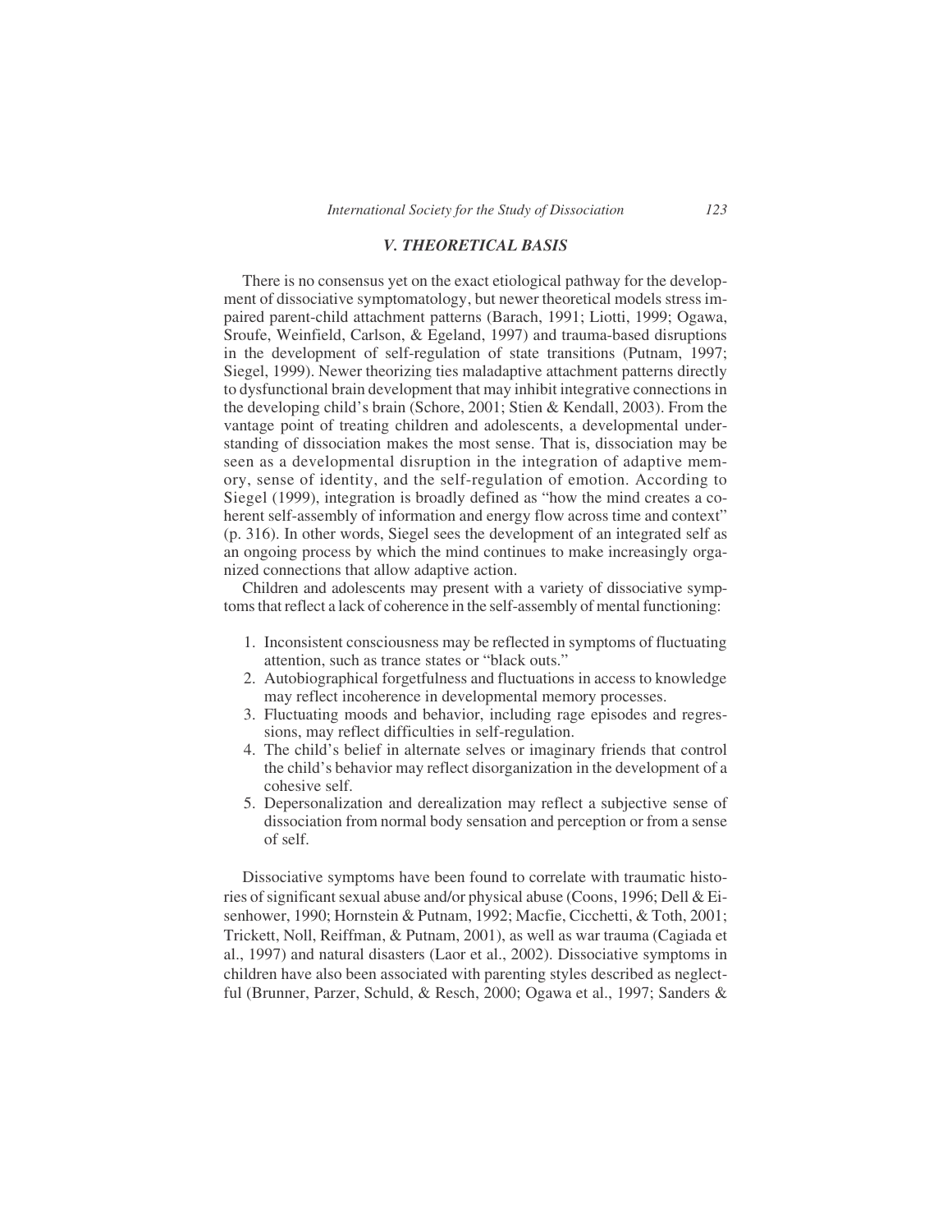## *V. THEORETICAL BASIS*

There is no consensus yet on the exact etiological pathway for the development of dissociative symptomatology, but newer theoretical models stress impaired parent-child attachment patterns (Barach, 1991; Liotti, 1999; Ogawa, Sroufe, Weinfield, Carlson, & Egeland, 1997) and trauma-based disruptions in the development of self-regulation of state transitions (Putnam, 1997; Siegel, 1999). Newer theorizing ties maladaptive attachment patterns directly to dysfunctional brain development that may inhibit integrative connections in the developing child's brain (Schore, 2001; Stien & Kendall, 2003). From the vantage point of treating children and adolescents, a developmental understanding of dissociation makes the most sense. That is, dissociation may be seen as a developmental disruption in the integration of adaptive memory, sense of identity, and the self-regulation of emotion. According to Siegel (1999), integration is broadly defined as "how the mind creates a coherent self-assembly of information and energy flow across time and context" (p. 316). In other words, Siegel sees the development of an integrated self as an ongoing process by which the mind continues to make increasingly organized connections that allow adaptive action.

Children and adolescents may present with a variety of dissociative symptoms that reflect a lack of coherence in the self-assembly of mental functioning:

1. Inconsistent consciousness may be reflected in symptoms of fluctuating attention, such as trance states or "black outs."
2. Autobiographical forgetfulness and fluctuations in access to knowledge may reflect incoherence in developmental memory processes.
3. Fluctuating moods and behavior, including rage episodes and regressions, may reflect difficulties in self-regulation.
4. The child's belief in alternate selves or imaginary friends that control the child's behavior may reflect disorganization in the development of a cohesive self.
5. Depersonalization and derealization may reflect a subjective sense of dissociation from normal body sensation and perception or from a sense of self.

Dissociative symptoms have been found to correlate with traumatic histories of significant sexual abuse and/or physical abuse (Coons, 1996; Dell & Eisenhower, 1990; Hornstein & Putnam, 1992; Macfie, Cicchetti, & Toth, 2001; Trickett, Noll, Reiffman, & Putnam, 2001), as well as war trauma (Cagiada et al., 1997) and natural disasters (Laor et al., 2002). Dissociative symptoms in children have also been associated with parenting styles described as neglectful (Brunner, Parzer, Schuld, & Resch, 2000; Ogawa et al., 1997; Sanders &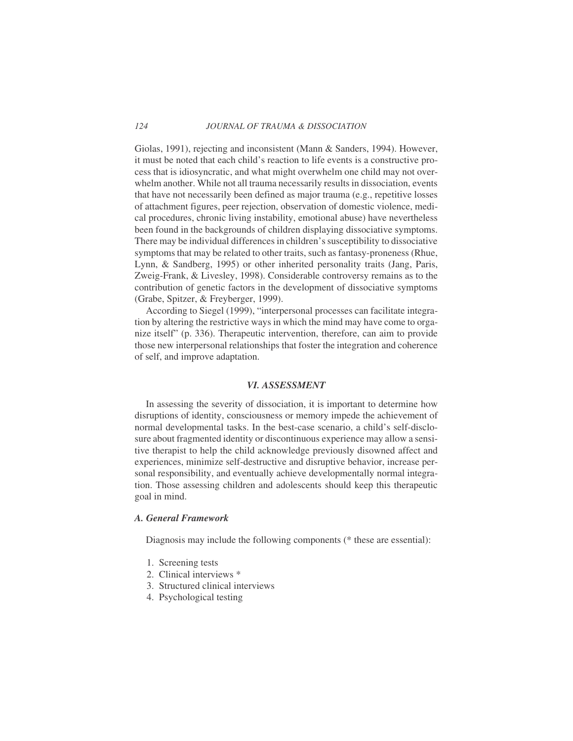Giolas, 1991), rejecting and inconsistent (Mann & Sanders, 1994). However, it must be noted that each child's reaction to life events is a constructive process that is idiosyncratic, and what might overwhelm one child may not overwhelm another. While not all trauma necessarily results in dissociation, events that have not necessarily been defined as major trauma (e.g., repetitive losses of attachment figures, peer rejection, observation of domestic violence, medical procedures, chronic living instability, emotional abuse) have nevertheless been found in the backgrounds of children displaying dissociative symptoms. There may be individual differences in children's susceptibility to dissociative symptoms that may be related to other traits, such as fantasy-proneness (Rhue, Lynn, & Sandberg, 1995) or other inherited personality traits (Jang, Paris, Zweig-Frank, & Livesley, 1998). Considerable controversy remains as to the contribution of genetic factors in the development of dissociative symptoms (Grabe, Spitzer, & Freyberger, 1999).

According to Siegel (1999), "interpersonal processes can facilitate integration by altering the restrictive ways in which the mind may have come to organize itself" (p. 336). Therapeutic intervention, therefore, can aim to provide those new interpersonal relationships that foster the integration and coherence of self, and improve adaptation.

## *VI. ASSESSMENT*

In assessing the severity of dissociation, it is important to determine how disruptions of identity, consciousness or memory impede the achievement of normal developmental tasks. In the best-case scenario, a child's self-disclosure about fragmented identity or discontinuous experience may allow a sensitive therapist to help the child acknowledge previously disowned affect and experiences, minimize self-destructive and disruptive behavior, increase personal responsibility, and eventually achieve developmentally normal integration. Those assessing children and adolescents should keep this therapeutic goal in mind.

### *A. General Framework*

Diagnosis may include the following components (* these are essential):

1. Screening tests
2. Clinical interviews *
3. Structured clinical interviews
4. Psychological testing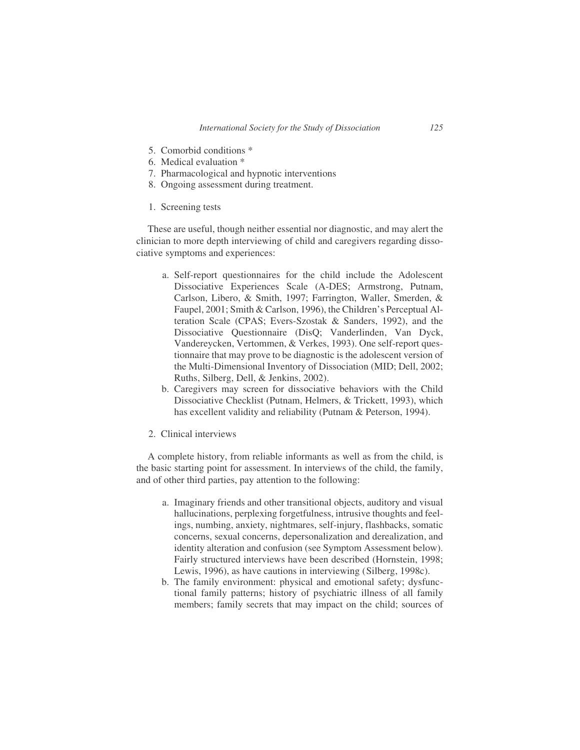5. Comorbid conditions *
6. Medical evaluation *
7. Pharmacological and hypnotic interventions
8. Ongoing assessment during treatment.

1. Screening tests

These are useful, though neither essential nor diagnostic, and may alert the clinician to more depth interviewing of child and caregivers regarding dissociative symptoms and experiences:

a. Self-report questionnaires for the child include the Adolescent Dissociative Experiences Scale (A-DES; Armstrong, Putnam, Carlson, Libero, & Smith, 1997; Farrington, Waller, Smerden, & Faupel, 2001; Smith & Carlson, 1996), the Children's Perceptual Alteration Scale (CPAS; Evers-Szostak & Sanders, 1992), and the Dissociative Questionnaire (DisQ; Vanderlinden, Van Dyck, Vandereycken, Vertommen, & Verkes, 1993). One self-report questionnaire that may prove to be diagnostic is the adolescent version of the Multi-Dimensional Inventory of Dissociation (MID; Dell, 2002; Ruths, Silberg, Dell, & Jenkins, 2002).
b. Caregivers may screen for dissociative behaviors with the Child Dissociative Checklist (Putnam, Helmers, & Trickett, 1993), which has excellent validity and reliability (Putnam & Peterson, 1994).

2. Clinical interviews

A complete history, from reliable informants as well as from the child, is the basic starting point for assessment. In interviews of the child, the family, and of other third parties, pay attention to the following:

a. Imaginary friends and other transitional objects, auditory and visual hallucinations, perplexing forgetfulness, intrusive thoughts and feelings, numbing, anxiety, nightmares, self-injury, flashbacks, somatic concerns, sexual concerns, depersonalization and derealization, and identity alteration and confusion (see Symptom Assessment below). Fairly structured interviews have been described (Hornstein, 1998; Lewis, 1996), as have cautions in interviewing (Silberg, 1998c).
b. The family environment: physical and emotional safety; dysfunctional family patterns; history of psychiatric illness of all family members; family secrets that may impact on the child; sources of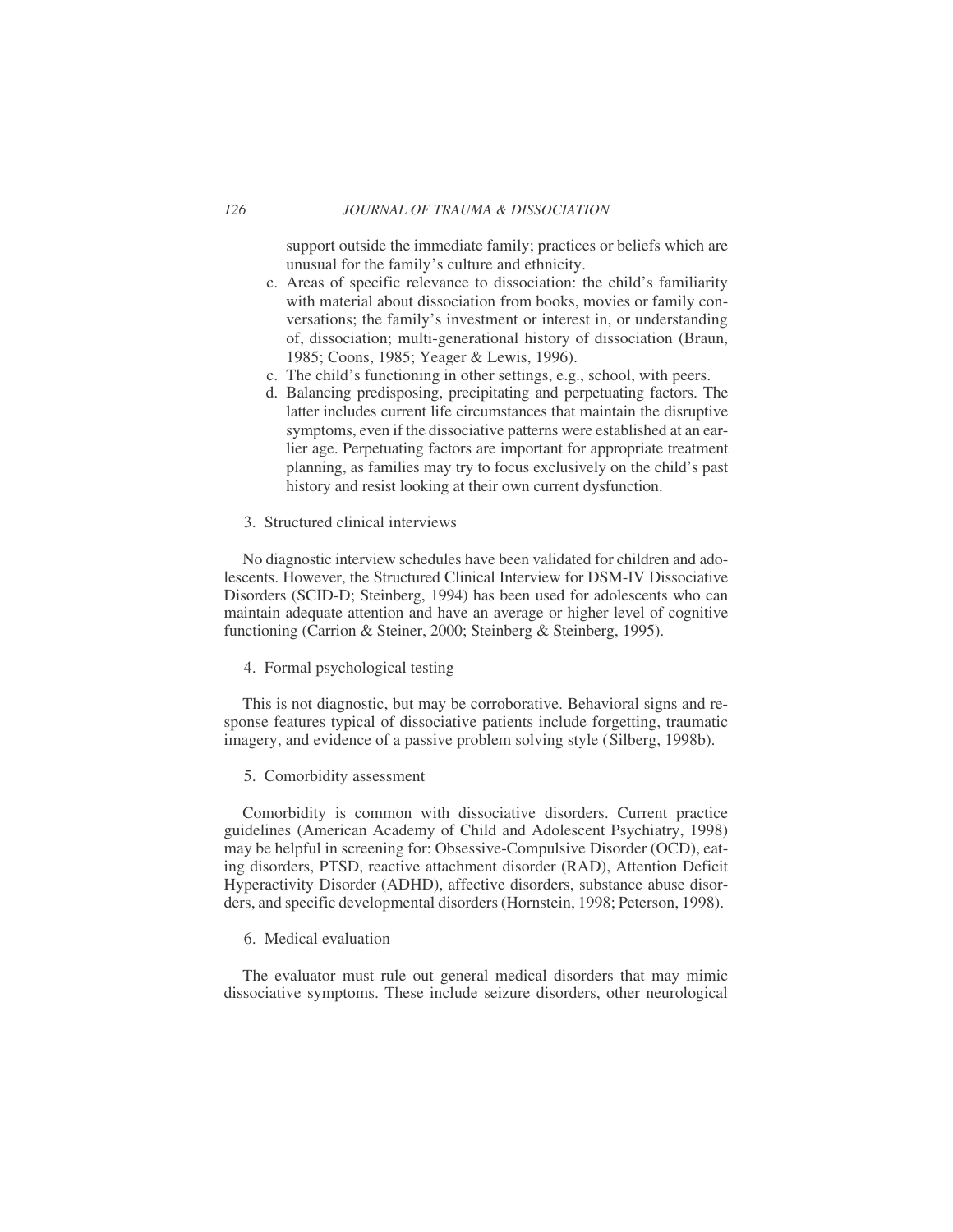support outside the immediate family; practices or beliefs which are unusual for the family's culture and ethnicity.

c. Areas of specific relevance to dissociation: the child's familiarity with material about dissociation from books, movies or family conversations; the family's investment or interest in, or understanding of, dissociation; multi-generational history of dissociation (Braun, 1985; Coons, 1985; Yeager & Lewis, 1996).

c. The child's functioning in other settings, e.g., school, with peers.

d. Balancing predisposing, precipitating and perpetuating factors. The latter includes current life circumstances that maintain the disruptive symptoms, even if the dissociative patterns were established at an earlier age. Perpetuating factors are important for appropriate treatment planning, as families may try to focus exclusively on the child's past history and resist looking at their own current dysfunction.

3. Structured clinical interviews

No diagnostic interview schedules have been validated for children and adolescents. However, the Structured Clinical Interview for DSM-IV Dissociative Disorders (SCID-D; Steinberg, 1994) has been used for adolescents who can maintain adequate attention and have an average or higher level of cognitive functioning (Carrion & Steiner, 2000; Steinberg & Steinberg, 1995).

4. Formal psychological testing

This is not diagnostic, but may be corroborative. Behavioral signs and response features typical of dissociative patients include forgetting, traumatic imagery, and evidence of a passive problem solving style (Silberg, 1998b).

5. Comorbidity assessment

Comorbidity is common with dissociative disorders. Current practice guidelines (American Academy of Child and Adolescent Psychiatry, 1998) may be helpful in screening for: Obsessive-Compulsive Disorder (OCD), eating disorders, PTSD, reactive attachment disorder (RAD), Attention Deficit Hyperactivity Disorder (ADHD), affective disorders, substance abuse disorders, and specific developmental disorders (Hornstein, 1998; Peterson, 1998).

6. Medical evaluation

The evaluator must rule out general medical disorders that may mimic dissociative symptoms. These include seizure disorders, other neurological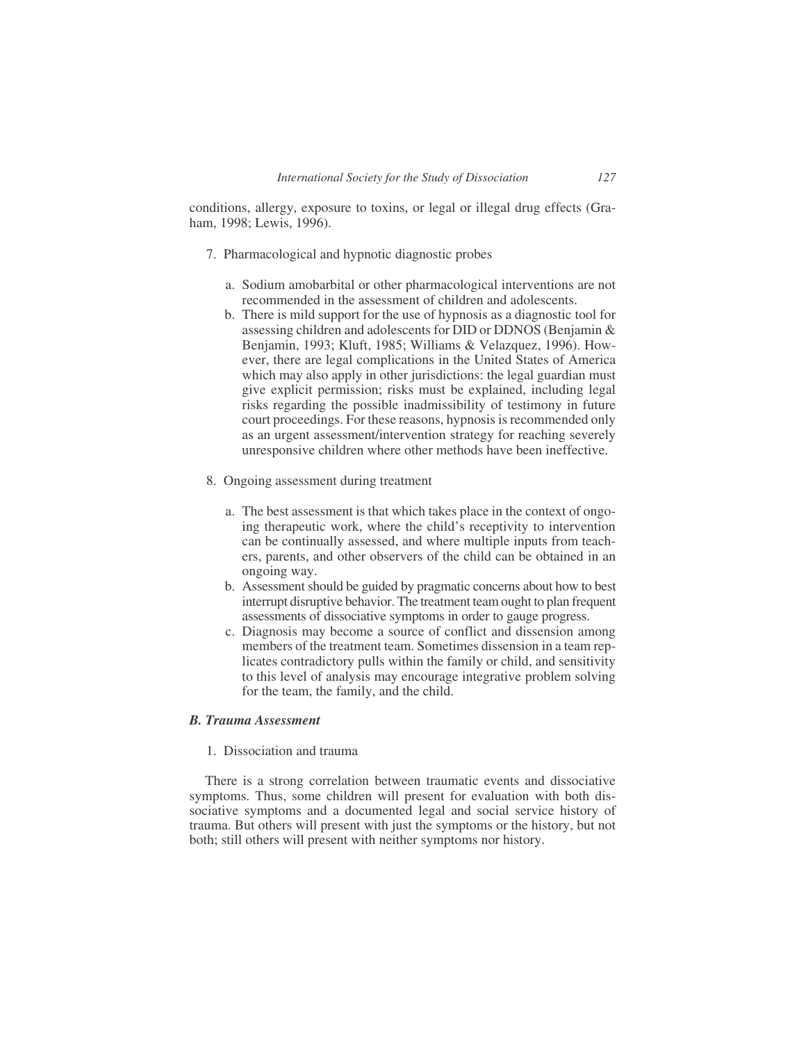conditions, allergy, exposure to toxins, or legal or illegal drug effects (Graham, 1998; Lewis, 1996).

7. Pharmacological and hypnotic diagnostic probes

   a. Sodium amobarbital or other pharmacological interventions are not recommended in the assessment of children and adolescents.
   b. There is mild support for the use of hypnosis as a diagnostic tool for assessing children and adolescents for DID or DDNOS (Benjamin & Benjamin, 1993; Kluft, 1985; Williams & Velazquez, 1996). However, there are legal complications in the United States of America which may also apply in other jurisdictions: the legal guardian must give explicit permission; risks must be explained, including legal risks regarding the possible inadmissibility of testimony in future court proceedings. For these reasons, hypnosis is recommended only as an urgent assessment/intervention strategy for reaching severely unresponsive children where other methods have been ineffective.

8. Ongoing assessment during treatment

   a. The best assessment is that which takes place in the context of ongoing therapeutic work, where the child's receptivity to intervention can be continually assessed, and where multiple inputs from teachers, parents, and other observers of the child can be obtained in an ongoing way.
   b. Assessment should be guided by pragmatic concerns about how to best interrupt disruptive behavior. The treatment team ought to plan frequent assessments of dissociative symptoms in order to gauge progress.
   c. Diagnosis may become a source of conflict and dissension among members of the treatment team. Sometimes dissension in a team replicates contradictory pulls within the family or child, and sensitivity to this level of analysis may encourage integrative problem solving for the team, the family, and the child.

### *B. Trauma Assessment*

1. Dissociation and trauma

There is a strong correlation between traumatic events and dissociative symptoms. Thus, some children will present for evaluation with both dissociative symptoms and a documented legal and social service history of trauma. But others will present with just the symptoms or the history, but not both; still others will present with neither symptoms nor history.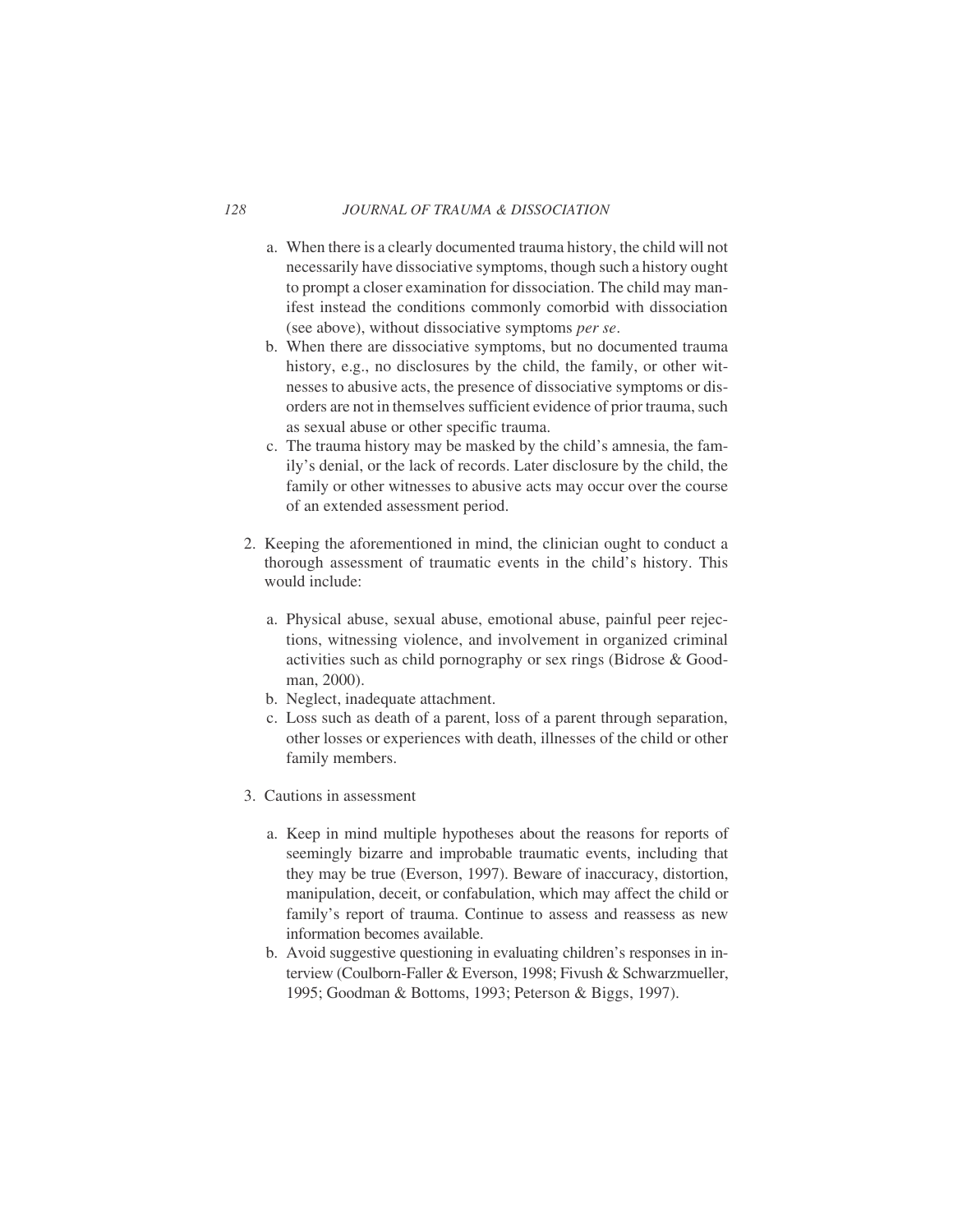a. When there is a clearly documented trauma history, the child will not necessarily have dissociative symptoms, though such a history ought to prompt a closer examination for dissociation. The child may manifest instead the conditions commonly comorbid with dissociation (see above), without dissociative symptoms *per se*.
   b. When there are dissociative symptoms, but no documented trauma history, e.g., no disclosures by the child, the family, or other witnesses to abusive acts, the presence of dissociative symptoms or disorders are not in themselves sufficient evidence of prior trauma, such as sexual abuse or other specific trauma.
   c. The trauma history may be masked by the child's amnesia, the family's denial, or the lack of records. Later disclosure by the child, the family or other witnesses to abusive acts may occur over the course of an extended assessment period.

2. Keeping the aforementioned in mind, the clinician ought to conduct a thorough assessment of traumatic events in the child's history. This would include:

   a. Physical abuse, sexual abuse, emotional abuse, painful peer rejections, witnessing violence, and involvement in organized criminal activities such as child pornography or sex rings (Bidrose & Goodman, 2000).
   b. Neglect, inadequate attachment.
   c. Loss such as death of a parent, loss of a parent through separation, other losses or experiences with death, illnesses of the child or other family members.

3. Cautions in assessment

   a. Keep in mind multiple hypotheses about the reasons for reports of seemingly bizarre and improbable traumatic events, including that they may be true (Everson, 1997). Beware of inaccuracy, distortion, manipulation, deceit, or confabulation, which may affect the child or family's report of trauma. Continue to assess and reassess as new information becomes available.
   b. Avoid suggestive questioning in evaluating children's responses in interview (Coulborn-Faller & Everson, 1998; Fivush & Schwarzmueller, 1995; Goodman & Bottoms, 1993; Peterson & Biggs, 1997).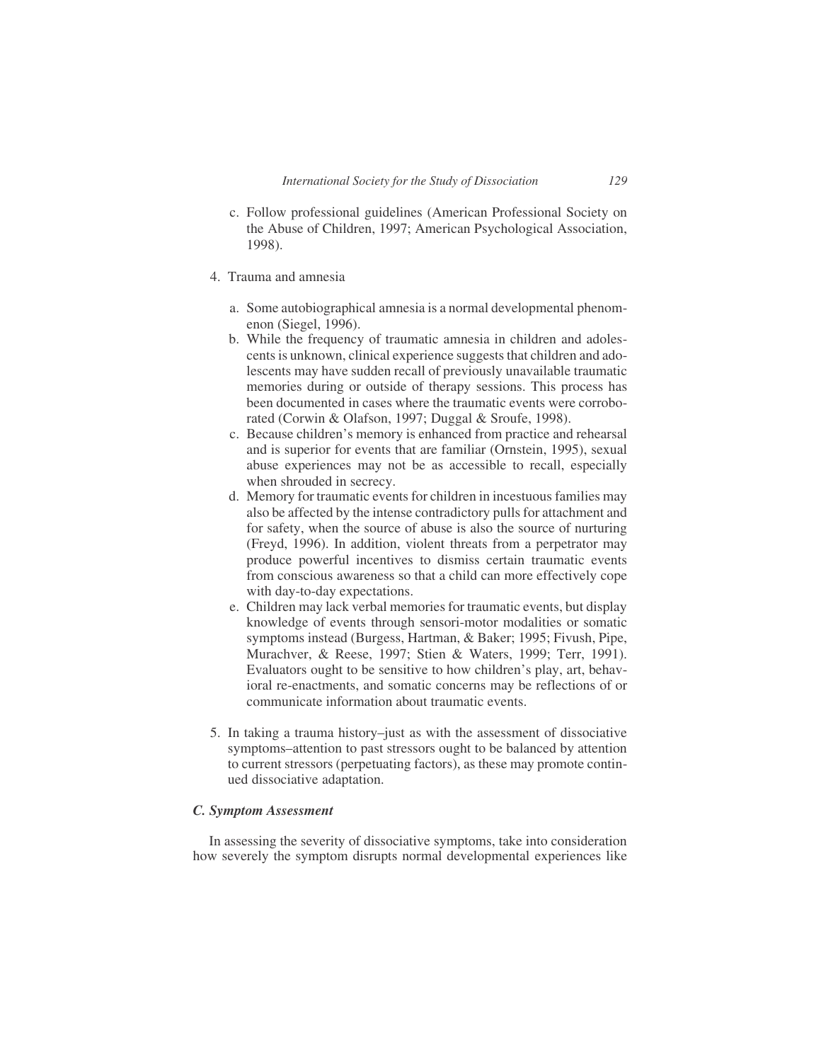c. Follow professional guidelines (American Professional Society on the Abuse of Children, 1997; American Psychological Association, 1998).

4. Trauma and amnesia

   a. Some autobiographical amnesia is a normal developmental phenomenon (Siegel, 1996).
   b. While the frequency of traumatic amnesia in children and adolescents is unknown, clinical experience suggests that children and adolescents may have sudden recall of previously unavailable traumatic memories during or outside of therapy sessions. This process has been documented in cases where the traumatic events were corroborated (Corwin & Olafson, 1997; Duggal & Sroufe, 1998).
   c. Because children's memory is enhanced from practice and rehearsal and is superior for events that are familiar (Ornstein, 1995), sexual abuse experiences may not be as accessible to recall, especially when shrouded in secrecy.
   d. Memory for traumatic events for children in incestuous families may also be affected by the intense contradictory pulls for attachment and for safety, when the source of abuse is also the source of nurturing (Freyd, 1996). In addition, violent threats from a perpetrator may produce powerful incentives to dismiss certain traumatic events from conscious awareness so that a child can more effectively cope with day-to-day expectations.
   e. Children may lack verbal memories for traumatic events, but display knowledge of events through sensori-motor modalities or somatic symptoms instead (Burgess, Hartman, & Baker; 1995; Fivush, Pipe, Murachver, & Reese, 1997; Stien & Waters, 1999; Terr, 1991). Evaluators ought to be sensitive to how children's play, art, behavioral re-enactments, and somatic concerns may be reflections of or communicate information about traumatic events.

5. In taking a trauma history–just as with the assessment of dissociative symptoms–attention to past stressors ought to be balanced by attention to current stressors (perpetuating factors), as these may promote continued dissociative adaptation.

### *C. Symptom Assessment*

In assessing the severity of dissociative symptoms, take into consideration how severely the symptom disrupts normal developmental experiences like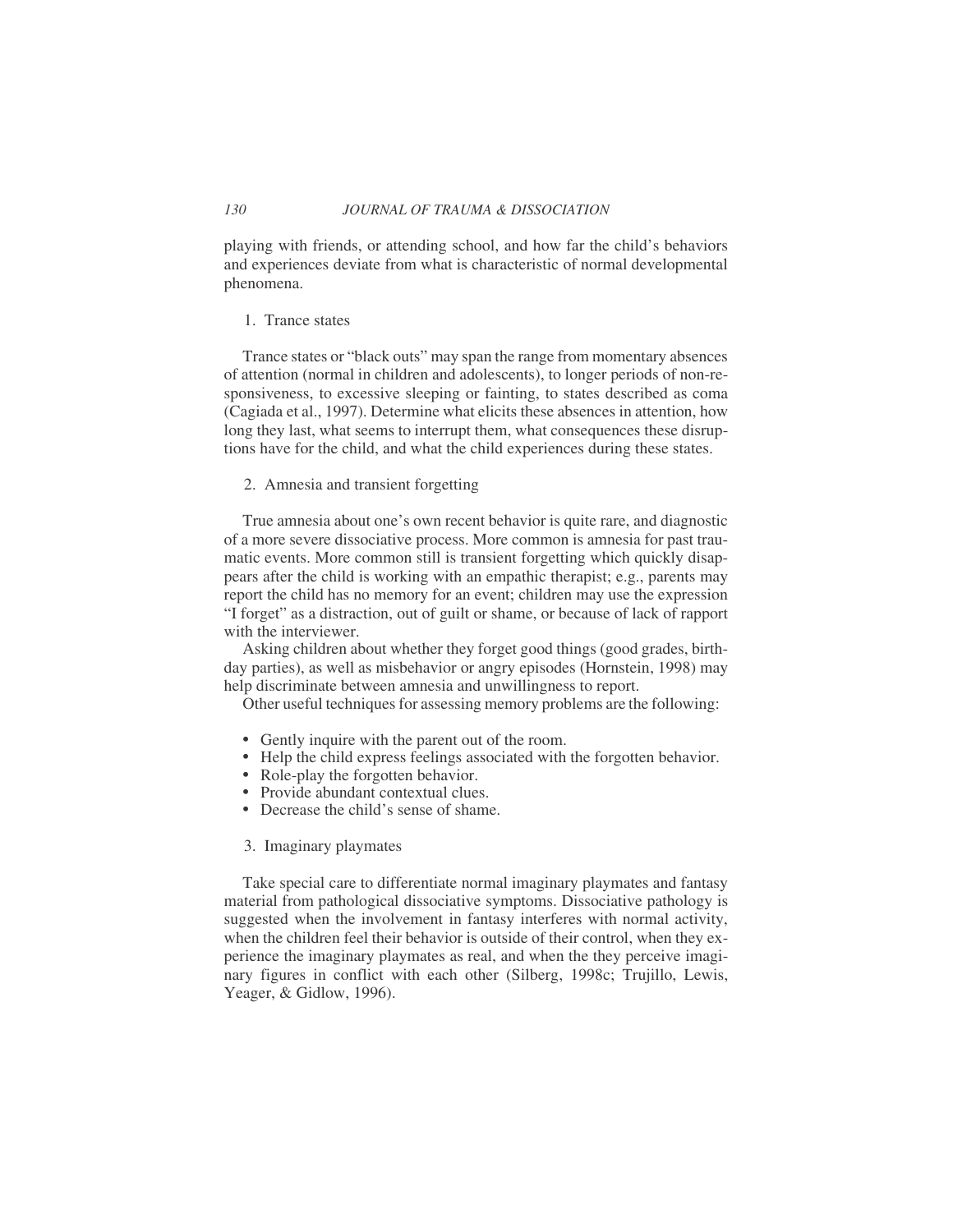playing with friends, or attending school, and how far the child's behaviors and experiences deviate from what is characteristic of normal developmental phenomena.

1. Trance states

Trance states or "black outs" may span the range from momentary absences of attention (normal in children and adolescents), to longer periods of non-responsiveness, to excessive sleeping or fainting, to states described as coma (Cagiada et al., 1997). Determine what elicits these absences in attention, how long they last, what seems to interrupt them, what consequences these disruptions have for the child, and what the child experiences during these states.

2. Amnesia and transient forgetting

True amnesia about one's own recent behavior is quite rare, and diagnostic of a more severe dissociative process. More common is amnesia for past traumatic events. More common still is transient forgetting which quickly disappears after the child is working with an empathic therapist; e.g., parents may report the child has no memory for an event; children may use the expression "I forget" as a distraction, out of guilt or shame, or because of lack of rapport with the interviewer.

Asking children about whether they forget good things (good grades, birthday parties), as well as misbehavior or angry episodes (Hornstein, 1998) may help discriminate between amnesia and unwillingness to report.

Other useful techniques for assessing memory problems are the following:

- Gently inquire with the parent out of the room.
- Help the child express feelings associated with the forgotten behavior.
- Role-play the forgotten behavior.
- Provide abundant contextual clues.
- Decrease the child's sense of shame.

3. Imaginary playmates

Take special care to differentiate normal imaginary playmates and fantasy material from pathological dissociative symptoms. Dissociative pathology is suggested when the involvement in fantasy interferes with normal activity, when the children feel their behavior is outside of their control, when they experience the imaginary playmates as real, and when the they perceive imaginary figures in conflict with each other (Silberg, 1998c; Trujillo, Lewis, Yeager, & Gidlow, 1996).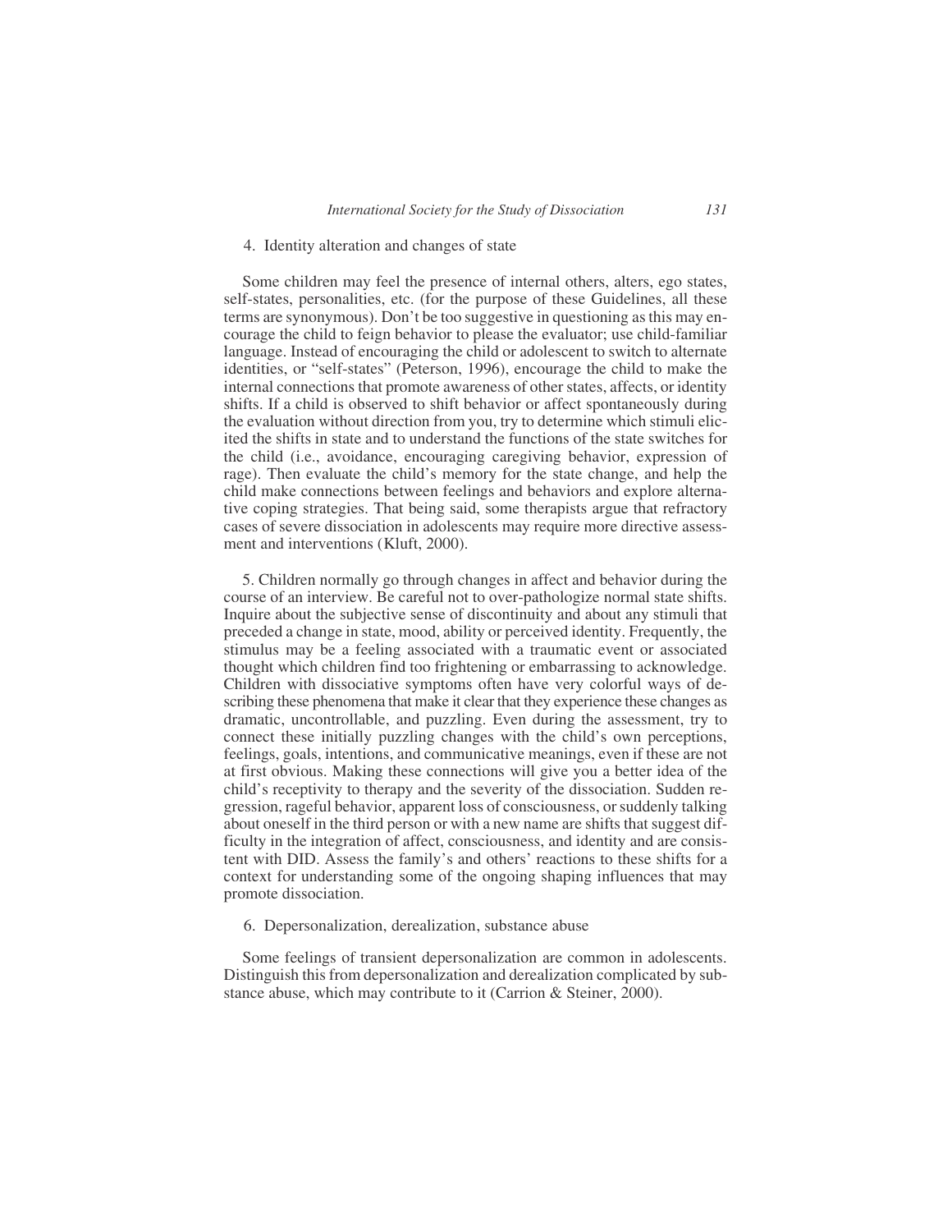4. Identity alteration and changes of state

Some children may feel the presence of internal others, alters, ego states, self-states, personalities, etc. (for the purpose of these Guidelines, all these terms are synonymous). Don't be too suggestive in questioning as this may encourage the child to feign behavior to please the evaluator; use child-familiar language. Instead of encouraging the child or adolescent to switch to alternate identities, or "self-states" (Peterson, 1996), encourage the child to make the internal connections that promote awareness of other states, affects, or identity shifts. If a child is observed to shift behavior or affect spontaneously during the evaluation without direction from you, try to determine which stimuli elicited the shifts in state and to understand the functions of the state switches for the child (i.e., avoidance, encouraging caregiving behavior, expression of rage). Then evaluate the child's memory for the state change, and help the child make connections between feelings and behaviors and explore alternative coping strategies. That being said, some therapists argue that refractory cases of severe dissociation in adolescents may require more directive assessment and interventions (Kluft, 2000).

5. Children normally go through changes in affect and behavior during the course of an interview. Be careful not to over-pathologize normal state shifts. Inquire about the subjective sense of discontinuity and about any stimuli that preceded a change in state, mood, ability or perceived identity. Frequently, the stimulus may be a feeling associated with a traumatic event or associated thought which children find too frightening or embarrassing to acknowledge. Children with dissociative symptoms often have very colorful ways of describing these phenomena that make it clear that they experience these changes as dramatic, uncontrollable, and puzzling. Even during the assessment, try to connect these initially puzzling changes with the child's own perceptions, feelings, goals, intentions, and communicative meanings, even if these are not at first obvious. Making these connections will give you a better idea of the child's receptivity to therapy and the severity of the dissociation. Sudden regression, rageful behavior, apparent loss of consciousness, or suddenly talking about oneself in the third person or with a new name are shifts that suggest difficulty in the integration of affect, consciousness, and identity and are consistent with DID. Assess the family's and others' reactions to these shifts for a context for understanding some of the ongoing shaping influences that may promote dissociation.

6. Depersonalization, derealization, substance abuse

Some feelings of transient depersonalization are common in adolescents. Distinguish this from depersonalization and derealization complicated by substance abuse, which may contribute to it (Carrion & Steiner, 2000).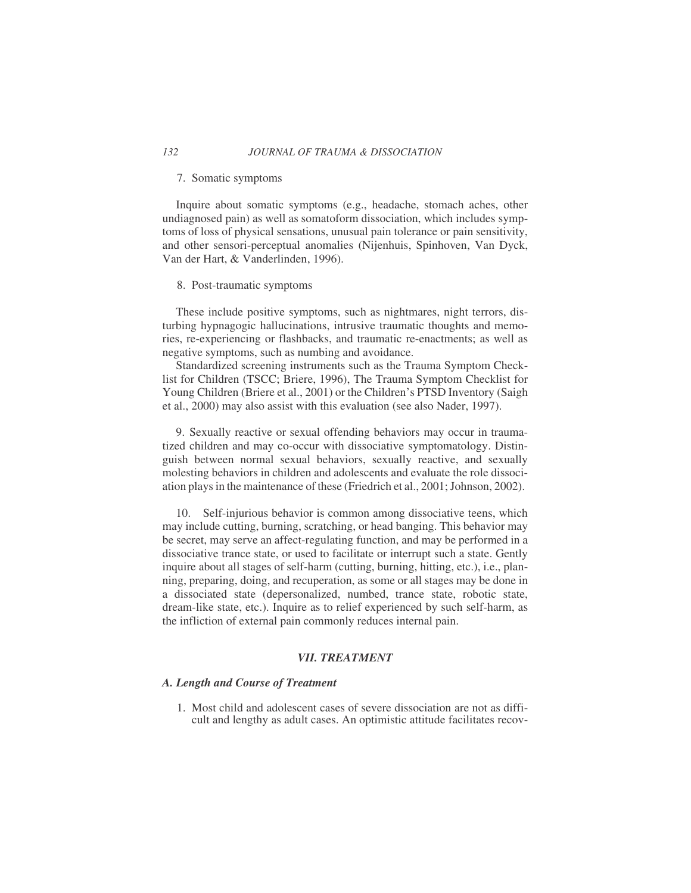7. Somatic symptoms

Inquire about somatic symptoms (e.g., headache, stomach aches, other undiagnosed pain) as well as somatoform dissociation, which includes symptoms of loss of physical sensations, unusual pain tolerance or pain sensitivity, and other sensori-perceptual anomalies (Nijenhuis, Spinhoven, Van Dyck, Van der Hart, & Vanderlinden, 1996).

8. Post-traumatic symptoms

These include positive symptoms, such as nightmares, night terrors, disturbing hypnagogic hallucinations, intrusive traumatic thoughts and memories, re-experiencing or flashbacks, and traumatic re-enactments; as well as negative symptoms, such as numbing and avoidance.

Standardized screening instruments such as the Trauma Symptom Checklist for Children (TSCC; Briere, 1996), The Trauma Symptom Checklist for Young Children (Briere et al., 2001) or the Children's PTSD Inventory (Saigh et al., 2000) may also assist with this evaluation (see also Nader, 1997).

9. Sexually reactive or sexual offending behaviors may occur in traumatized children and may co-occur with dissociative symptomatology. Distinguish between normal sexual behaviors, sexually reactive, and sexually molesting behaviors in children and adolescents and evaluate the role dissociation plays in the maintenance of these (Friedrich et al., 2001; Johnson, 2002).

10. Self-injurious behavior is common among dissociative teens, which may include cutting, burning, scratching, or head banging. This behavior may be secret, may serve an affect-regulating function, and may be performed in a dissociative trance state, or used to facilitate or interrupt such a state. Gently inquire about all stages of self-harm (cutting, burning, hitting, etc.), i.e., planning, preparing, doing, and recuperation, as some or all stages may be done in a dissociated state (depersonalized, numbed, trance state, robotic state, dream-like state, etc.). Inquire as to relief experienced by such self-harm, as the infliction of external pain commonly reduces internal pain.

## *VII. TREATMENT*

### *A. Length and Course of Treatment*

1. Most child and adolescent cases of severe dissociation are not as difficult and lengthy as adult cases. An optimistic attitude facilitates recov-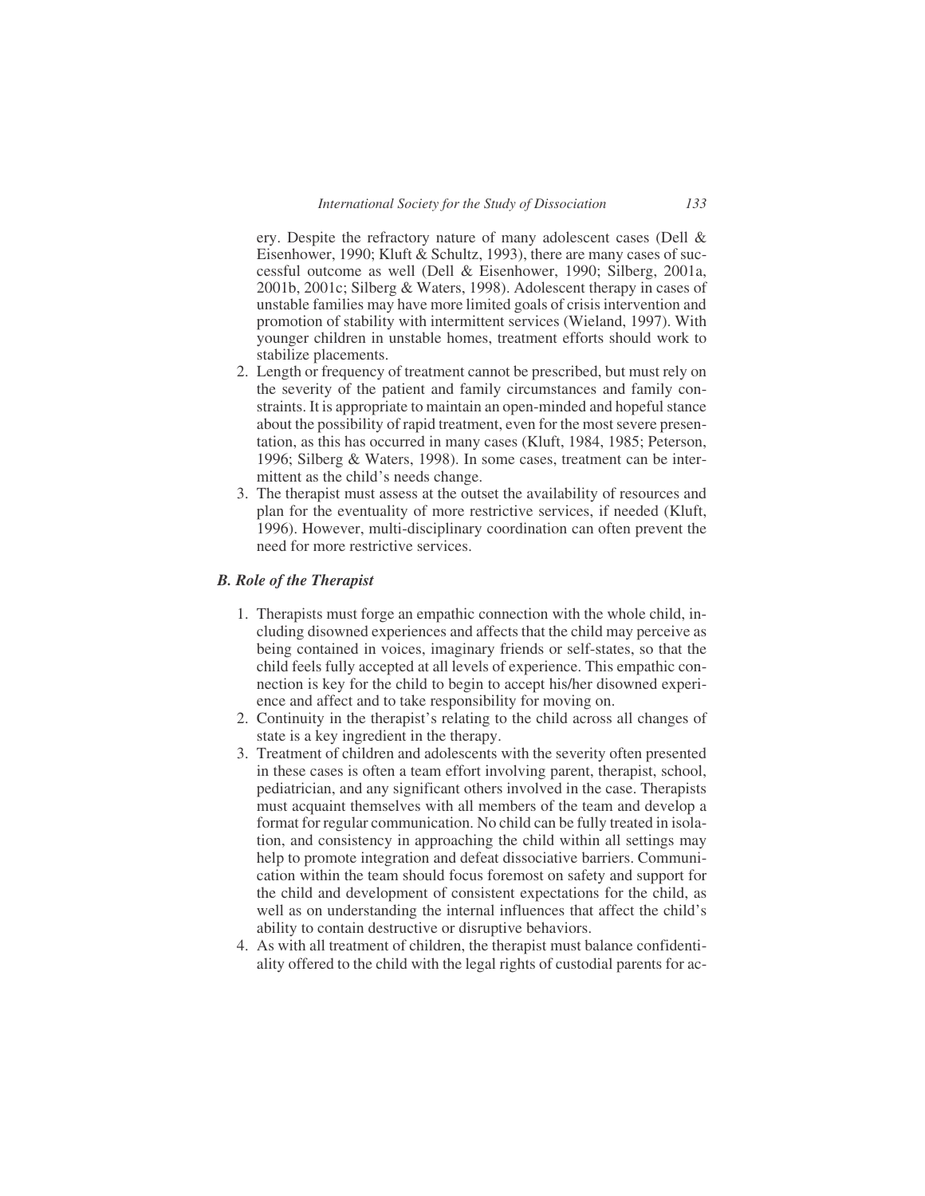ery. Despite the refractory nature of many adolescent cases (Dell & Eisenhower, 1990; Kluft & Schultz, 1993), there are many cases of successful outcome as well (Dell & Eisenhower, 1990; Silberg, 2001a, 2001b, 2001c; Silberg & Waters, 1998). Adolescent therapy in cases of unstable families may have more limited goals of crisis intervention and promotion of stability with intermittent services (Wieland, 1997). With younger children in unstable homes, treatment efforts should work to stabilize placements.

2. Length or frequency of treatment cannot be prescribed, but must rely on the severity of the patient and family circumstances and family constraints. It is appropriate to maintain an open-minded and hopeful stance about the possibility of rapid treatment, even for the most severe presentation, as this has occurred in many cases (Kluft, 1984, 1985; Peterson, 1996; Silberg & Waters, 1998). In some cases, treatment can be intermittent as the child's needs change.
3. The therapist must assess at the outset the availability of resources and plan for the eventuality of more restrictive services, if needed (Kluft, 1996). However, multi-disciplinary coordination can often prevent the need for more restrictive services.

### *B. Role of the Therapist*

1. Therapists must forge an empathic connection with the whole child, including disowned experiences and affects that the child may perceive as being contained in voices, imaginary friends or self-states, so that the child feels fully accepted at all levels of experience. This empathic connection is key for the child to begin to accept his/her disowned experience and affect and to take responsibility for moving on.
2. Continuity in the therapist's relating to the child across all changes of state is a key ingredient in the therapy.
3. Treatment of children and adolescents with the severity often presented in these cases is often a team effort involving parent, therapist, school, pediatrician, and any significant others involved in the case. Therapists must acquaint themselves with all members of the team and develop a format for regular communication. No child can be fully treated in isolation, and consistency in approaching the child within all settings may help to promote integration and defeat dissociative barriers. Communication within the team should focus foremost on safety and support for the child and development of consistent expectations for the child, as well as on understanding the internal influences that affect the child's ability to contain destructive or disruptive behaviors.
4. As with all treatment of children, the therapist must balance confidentiality offered to the child with the legal rights of custodial parents for ac-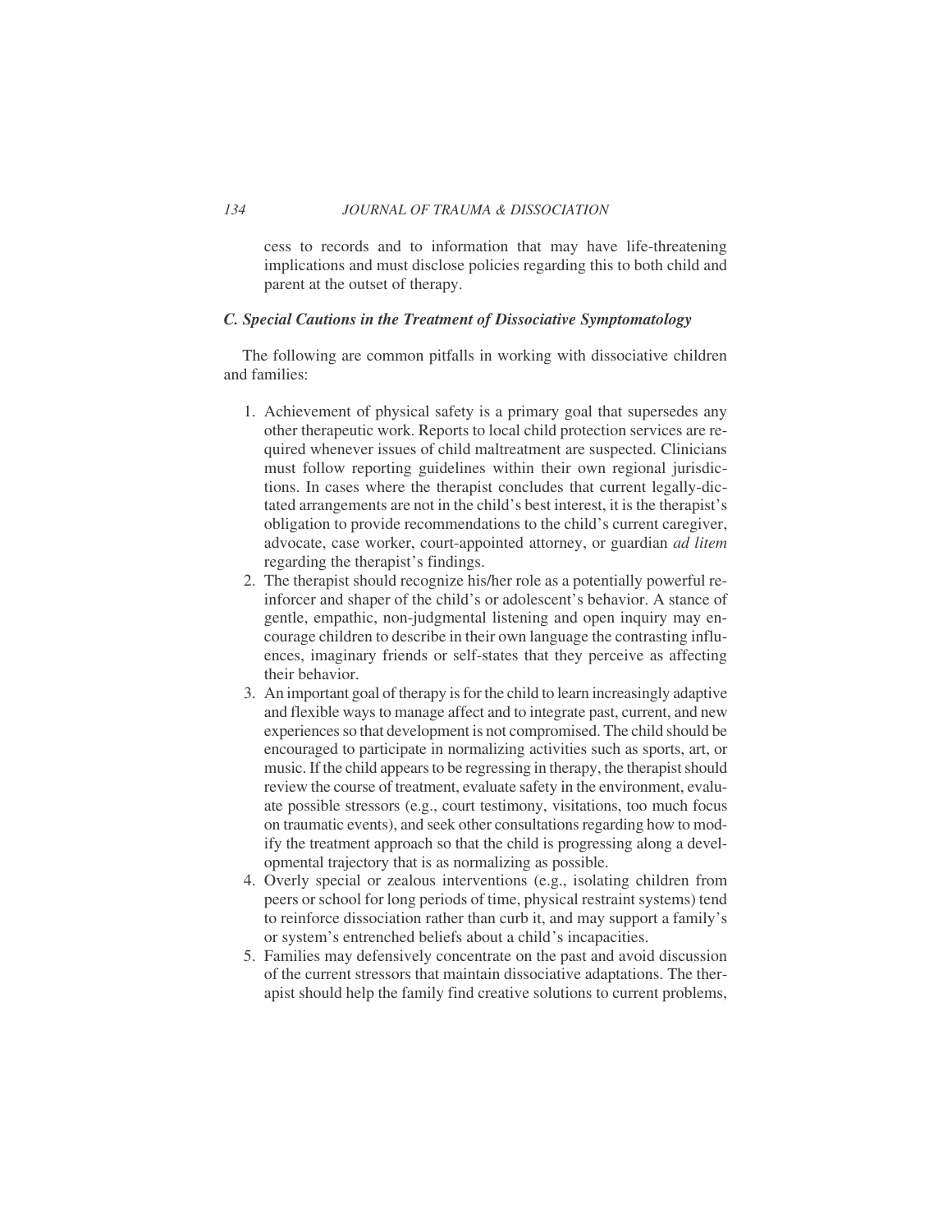cess to records and to information that may have life-threatening implications and must disclose policies regarding this to both child and parent at the outset of therapy.

### *C. Special Cautions in the Treatment of Dissociative Symptomatology*

The following are common pitfalls in working with dissociative children and families:

1. Achievement of physical safety is a primary goal that supersedes any other therapeutic work. Reports to local child protection services are required whenever issues of child maltreatment are suspected. Clinicians must follow reporting guidelines within their own regional jurisdictions. In cases where the therapist concludes that current legally-dictated arrangements are not in the child's best interest, it is the therapist's obligation to provide recommendations to the child's current caregiver, advocate, case worker, court-appointed attorney, or guardian *ad litem* regarding the therapist's findings.
2. The therapist should recognize his/her role as a potentially powerful reinforcer and shaper of the child's or adolescent's behavior. A stance of gentle, empathic, non-judgmental listening and open inquiry may encourage children to describe in their own language the contrasting influences, imaginary friends or self-states that they perceive as affecting their behavior.
3. An important goal of therapy is for the child to learn increasingly adaptive and flexible ways to manage affect and to integrate past, current, and new experiences so that development is not compromised. The child should be encouraged to participate in normalizing activities such as sports, art, or music. If the child appears to be regressing in therapy, the therapist should review the course of treatment, evaluate safety in the environment, evaluate possible stressors (e.g., court testimony, visitations, too much focus on traumatic events), and seek other consultations regarding how to modify the treatment approach so that the child is progressing along a developmental trajectory that is as normalizing as possible.
4. Overly special or zealous interventions (e.g., isolating children from peers or school for long periods of time, physical restraint systems) tend to reinforce dissociation rather than curb it, and may support a family's or system's entrenched beliefs about a child's incapacities.
5. Families may defensively concentrate on the past and avoid discussion of the current stressors that maintain dissociative adaptations. The therapist should help the family find creative solutions to current problems,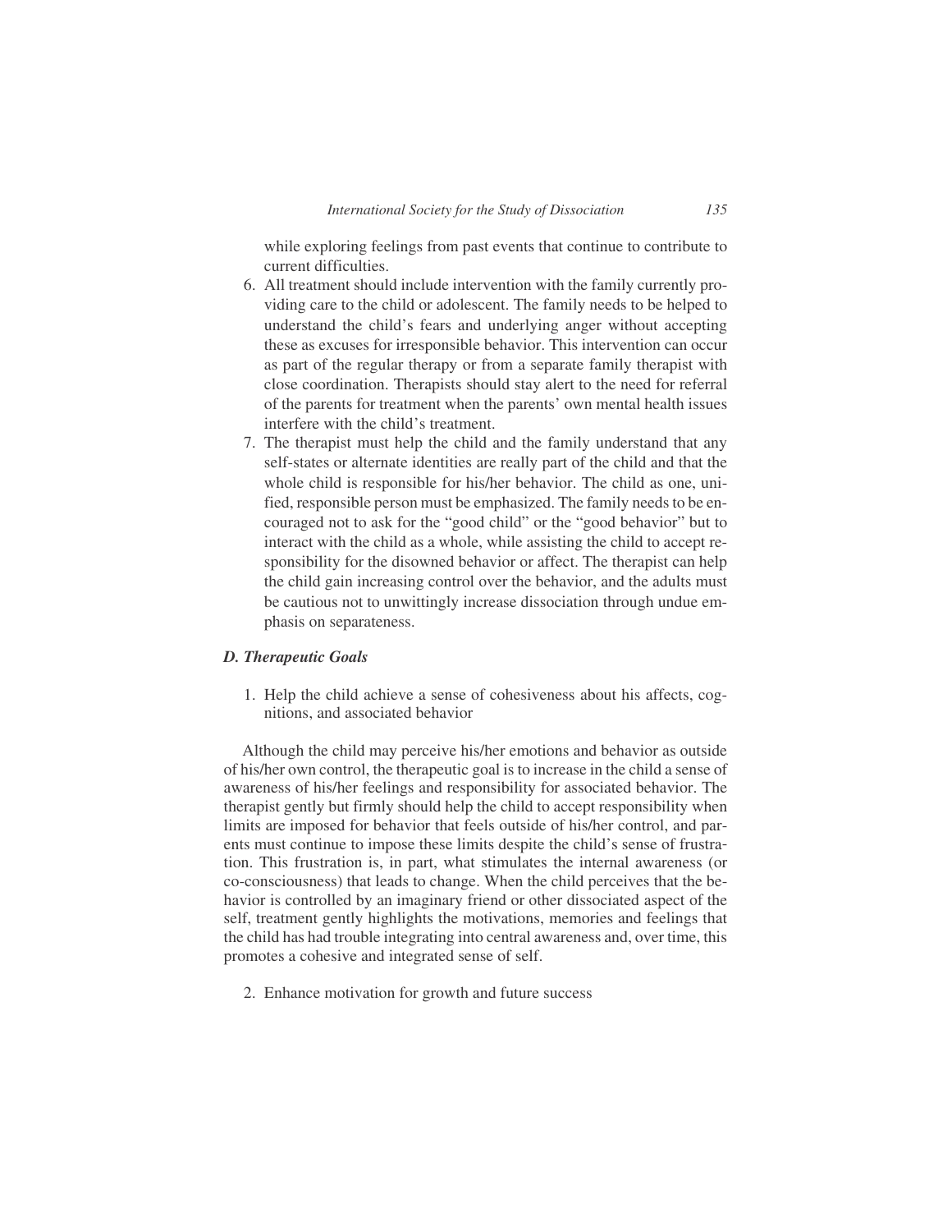while exploring feelings from past events that continue to contribute to current difficulties.

6. All treatment should include intervention with the family currently providing care to the child or adolescent. The family needs to be helped to understand the child's fears and underlying anger without accepting these as excuses for irresponsible behavior. This intervention can occur as part of the regular therapy or from a separate family therapist with close coordination. Therapists should stay alert to the need for referral of the parents for treatment when the parents' own mental health issues interfere with the child's treatment.
7. The therapist must help the child and the family understand that any self-states or alternate identities are really part of the child and that the whole child is responsible for his/her behavior. The child as one, unified, responsible person must be emphasized. The family needs to be encouraged not to ask for the "good child" or the "good behavior" but to interact with the child as a whole, while assisting the child to accept responsibility for the disowned behavior or affect. The therapist can help the child gain increasing control over the behavior, and the adults must be cautious not to unwittingly increase dissociation through undue emphasis on separateness.

### *D. Therapeutic Goals*

1. Help the child achieve a sense of cohesiveness about his affects, cognitions, and associated behavior

Although the child may perceive his/her emotions and behavior as outside of his/her own control, the therapeutic goal is to increase in the child a sense of awareness of his/her feelings and responsibility for associated behavior. The therapist gently but firmly should help the child to accept responsibility when limits are imposed for behavior that feels outside of his/her control, and parents must continue to impose these limits despite the child's sense of frustration. This frustration is, in part, what stimulates the internal awareness (or co-consciousness) that leads to change. When the child perceives that the behavior is controlled by an imaginary friend or other dissociated aspect of the self, treatment gently highlights the motivations, memories and feelings that the child has had trouble integrating into central awareness and, over time, this promotes a cohesive and integrated sense of self.

2. Enhance motivation for growth and future success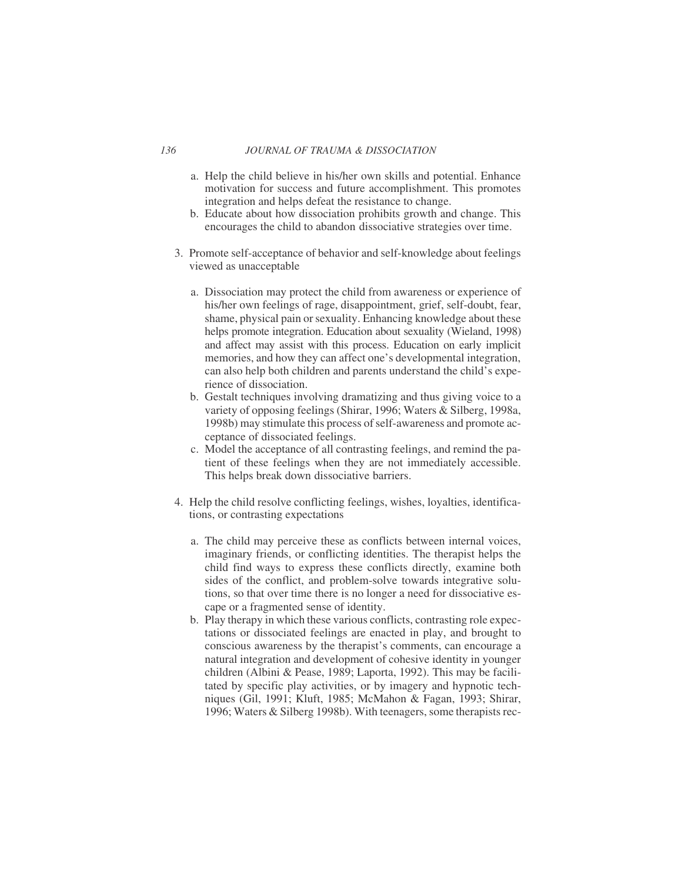a. Help the child believe in his/her own skills and potential. Enhance motivation for success and future accomplishment. This promotes integration and helps defeat the resistance to change.
b. Educate about how dissociation prohibits growth and change. This encourages the child to abandon dissociative strategies over time.

3. Promote self-acceptance of behavior and self-knowledge about feelings viewed as unacceptable

   a. Dissociation may protect the child from awareness or experience of his/her own feelings of rage, disappointment, grief, self-doubt, fear, shame, physical pain or sexuality. Enhancing knowledge about these helps promote integration. Education about sexuality (Wieland, 1998) and affect may assist with this process. Education on early implicit memories, and how they can affect one's developmental integration, can also help both children and parents understand the child's experience of dissociation.
   b. Gestalt techniques involving dramatizing and thus giving voice to a variety of opposing feelings (Shirar, 1996; Waters & Silberg, 1998a, 1998b) may stimulate this process of self-awareness and promote acceptance of dissociated feelings.
   c. Model the acceptance of all contrasting feelings, and remind the patient of these feelings when they are not immediately accessible. This helps break down dissociative barriers.

4. Help the child resolve conflicting feelings, wishes, loyalties, identifications, or contrasting expectations

   a. The child may perceive these as conflicts between internal voices, imaginary friends, or conflicting identities. The therapist helps the child find ways to express these conflicts directly, examine both sides of the conflict, and problem-solve towards integrative solutions, so that over time there is no longer a need for dissociative escape or a fragmented sense of identity.
   b. Play therapy in which these various conflicts, contrasting role expectations or dissociated feelings are enacted in play, and brought to conscious awareness by the therapist's comments, can encourage a natural integration and development of cohesive identity in younger children (Albini & Pease, 1989; Laporta, 1992). This may be facilitated by specific play activities, or by imagery and hypnotic techniques (Gil, 1991; Kluft, 1985; McMahon & Fagan, 1993; Shirar, 1996; Waters & Silberg 1998b). With teenagers, some therapists rec-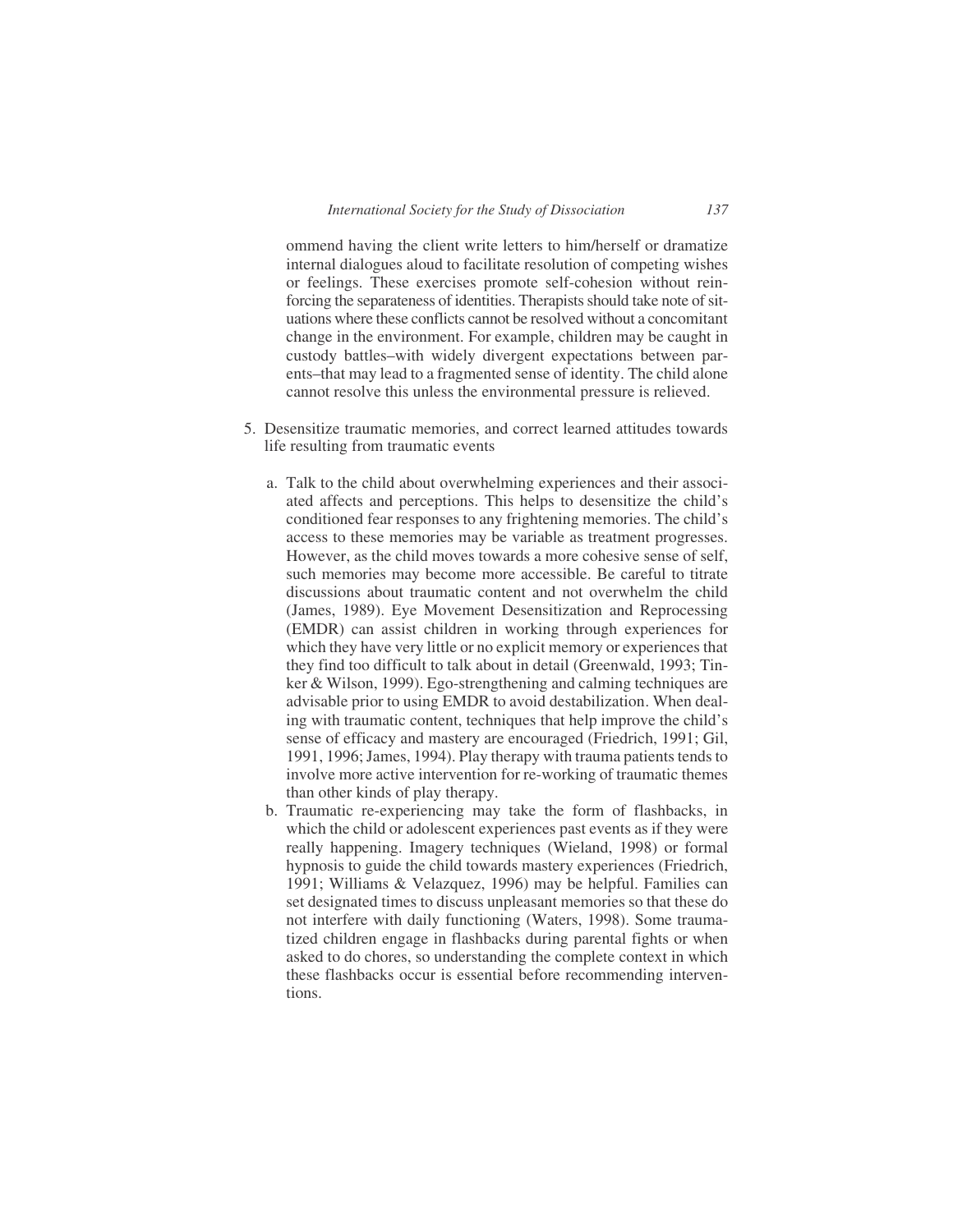ommend having the client write letters to him/herself or dramatize internal dialogues aloud to facilitate resolution of competing wishes or feelings. These exercises promote self-cohesion without reinforcing the separateness of identities. Therapists should take note of situations where these conflicts cannot be resolved without a concomitant change in the environment. For example, children may be caught in custody battles–with widely divergent expectations between parents–that may lead to a fragmented sense of identity. The child alone cannot resolve this unless the environmental pressure is relieved.

5. Desensitize traumatic memories, and correct learned attitudes towards life resulting from traumatic events

   a. Talk to the child about overwhelming experiences and their associated affects and perceptions. This helps to desensitize the child's conditioned fear responses to any frightening memories. The child's access to these memories may be variable as treatment progresses. However, as the child moves towards a more cohesive sense of self, such memories may become more accessible. Be careful to titrate discussions about traumatic content and not overwhelm the child (James, 1989). Eye Movement Desensitization and Reprocessing (EMDR) can assist children in working through experiences for which they have very little or no explicit memory or experiences that they find too difficult to talk about in detail (Greenwald, 1993; Tinker & Wilson, 1999). Ego-strengthening and calming techniques are advisable prior to using EMDR to avoid destabilization. When dealing with traumatic content, techniques that help improve the child's sense of efficacy and mastery are encouraged (Friedrich, 1991; Gil, 1991, 1996; James, 1994). Play therapy with trauma patients tends to involve more active intervention for re-working of traumatic themes than other kinds of play therapy.

   b. Traumatic re-experiencing may take the form of flashbacks, in which the child or adolescent experiences past events as if they were really happening. Imagery techniques (Wieland, 1998) or formal hypnosis to guide the child towards mastery experiences (Friedrich, 1991; Williams & Velazquez, 1996) may be helpful. Families can set designated times to discuss unpleasant memories so that these do not interfere with daily functioning (Waters, 1998). Some traumatized children engage in flashbacks during parental fights or when asked to do chores, so understanding the complete context in which these flashbacks occur is essential before recommending interventions.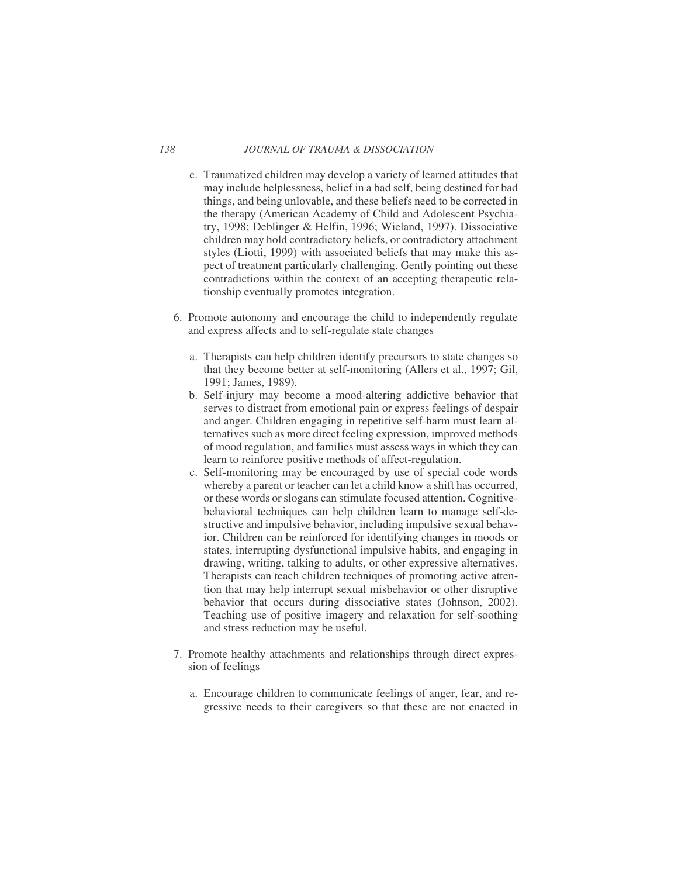c. Traumatized children may develop a variety of learned attitudes that may include helplessness, belief in a bad self, being destined for bad things, and being unlovable, and these beliefs need to be corrected in the therapy (American Academy of Child and Adolescent Psychiatry, 1998; Deblinger & Helfin, 1996; Wieland, 1997). Dissociative children may hold contradictory beliefs, or contradictory attachment styles (Liotti, 1999) with associated beliefs that may make this aspect of treatment particularly challenging. Gently pointing out these contradictions within the context of an accepting therapeutic relationship eventually promotes integration.

6. Promote autonomy and encourage the child to independently regulate and express affects and to self-regulate state changes

   a. Therapists can help children identify precursors to state changes so that they become better at self-monitoring (Allers et al., 1997; Gil, 1991; James, 1989).
   b. Self-injury may become a mood-altering addictive behavior that serves to distract from emotional pain or express feelings of despair and anger. Children engaging in repetitive self-harm must learn alternatives such as more direct feeling expression, improved methods of mood regulation, and families must assess ways in which they can learn to reinforce positive methods of affect-regulation.
   c. Self-monitoring may be encouraged by use of special code words whereby a parent or teacher can let a child know a shift has occurred, or these words or slogans can stimulate focused attention. Cognitive-behavioral techniques can help children learn to manage self-destructive and impulsive behavior, including impulsive sexual behavior. Children can be reinforced for identifying changes in moods or states, interrupting dysfunctional impulsive habits, and engaging in drawing, writing, talking to adults, or other expressive alternatives. Therapists can teach children techniques of promoting active attention that may help interrupt sexual misbehavior or other disruptive behavior that occurs during dissociative states (Johnson, 2002). Teaching use of positive imagery and relaxation for self-soothing and stress reduction may be useful.

7. Promote healthy attachments and relationships through direct expression of feelings

   a. Encourage children to communicate feelings of anger, fear, and regressive needs to their caregivers so that these are not enacted in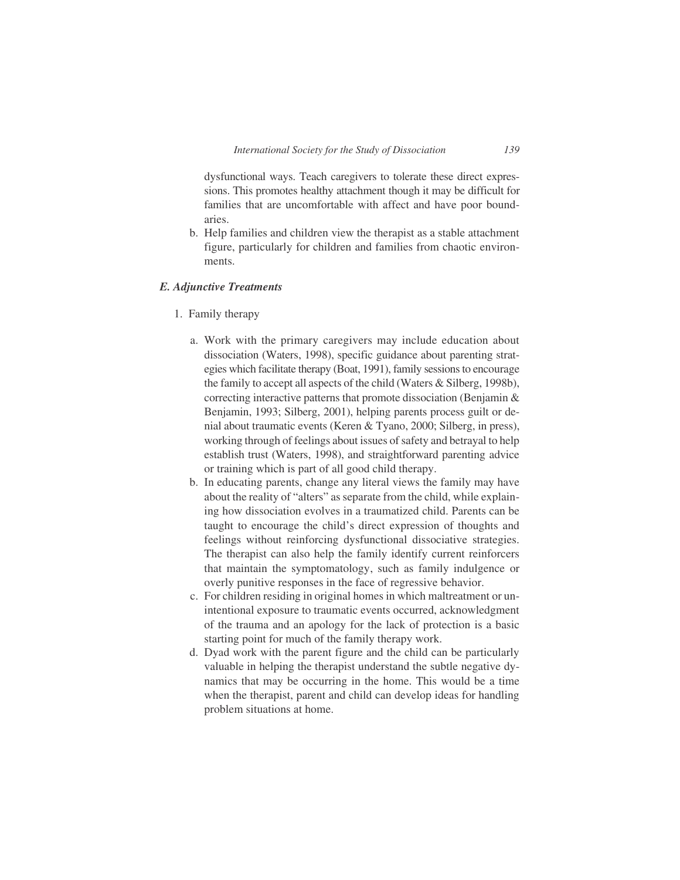dysfunctional ways. Teach caregivers to tolerate these direct expressions. This promotes healthy attachment though it may be difficult for families that are uncomfortable with affect and have poor boundaries.

b. Help families and children view the therapist as a stable attachment figure, particularly for children and families from chaotic environments.

### *E. Adjunctive Treatments*

1. Family therapy

   a. Work with the primary caregivers may include education about dissociation (Waters, 1998), specific guidance about parenting strategies which facilitate therapy (Boat, 1991), family sessions to encourage the family to accept all aspects of the child (Waters & Silberg, 1998b), correcting interactive patterns that promote dissociation (Benjamin & Benjamin, 1993; Silberg, 2001), helping parents process guilt or denial about traumatic events (Keren & Tyano, 2000; Silberg, in press), working through of feelings about issues of safety and betrayal to help establish trust (Waters, 1998), and straightforward parenting advice or training which is part of all good child therapy.

   b. In educating parents, change any literal views the family may have about the reality of "alters" as separate from the child, while explaining how dissociation evolves in a traumatized child. Parents can be taught to encourage the child's direct expression of thoughts and feelings without reinforcing dysfunctional dissociative strategies. The therapist can also help the family identify current reinforcers that maintain the symptomatology, such as family indulgence or overly punitive responses in the face of regressive behavior.

   c. For children residing in original homes in which maltreatment or unintentional exposure to traumatic events occurred, acknowledgment of the trauma and an apology for the lack of protection is a basic starting point for much of the family therapy work.

   d. Dyad work with the parent figure and the child can be particularly valuable in helping the therapist understand the subtle negative dynamics that may be occurring in the home. This would be a time when the therapist, parent and child can develop ideas for handling problem situations at home.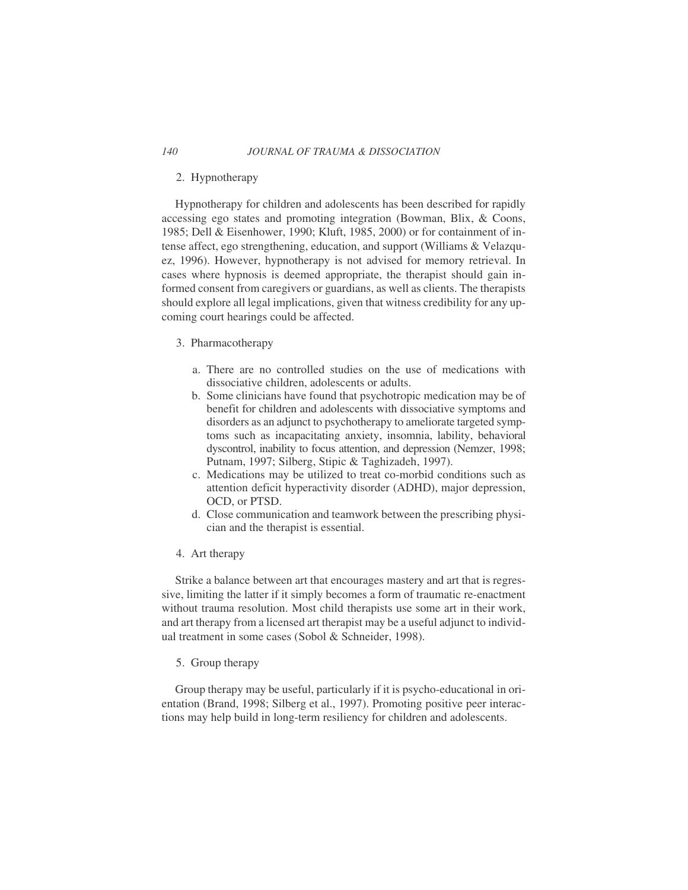2. Hypnotherapy

Hypnotherapy for children and adolescents has been described for rapidly accessing ego states and promoting integration (Bowman, Blix, & Coons, 1985; Dell & Eisenhower, 1990; Kluft, 1985, 2000) or for containment of intense affect, ego strengthening, education, and support (Williams & Velazquez, 1996). However, hypnotherapy is not advised for memory retrieval. In cases where hypnosis is deemed appropriate, the therapist should gain informed consent from caregivers or guardians, as well as clients. The therapists should explore all legal implications, given that witness credibility for any upcoming court hearings could be affected.

3. Pharmacotherapy

   a. There are no controlled studies on the use of medications with dissociative children, adolescents or adults.
   b. Some clinicians have found that psychotropic medication may be of benefit for children and adolescents with dissociative symptoms and disorders as an adjunct to psychotherapy to ameliorate targeted symptoms such as incapacitating anxiety, insomnia, lability, behavioral dyscontrol, inability to focus attention, and depression (Nemzer, 1998; Putnam, 1997; Silberg, Stipic & Taghizadeh, 1997).
   c. Medications may be utilized to treat co-morbid conditions such as attention deficit hyperactivity disorder (ADHD), major depression, OCD, or PTSD.
   d. Close communication and teamwork between the prescribing physician and the therapist is essential.

4. Art therapy

Strike a balance between art that encourages mastery and art that is regressive, limiting the latter if it simply becomes a form of traumatic re-enactment without trauma resolution. Most child therapists use some art in their work, and art therapy from a licensed art therapist may be a useful adjunct to individual treatment in some cases (Sobol & Schneider, 1998).

5. Group therapy

Group therapy may be useful, particularly if it is psycho-educational in orientation (Brand, 1998; Silberg et al., 1997). Promoting positive peer interactions may help build in long-term resiliency for children and adolescents.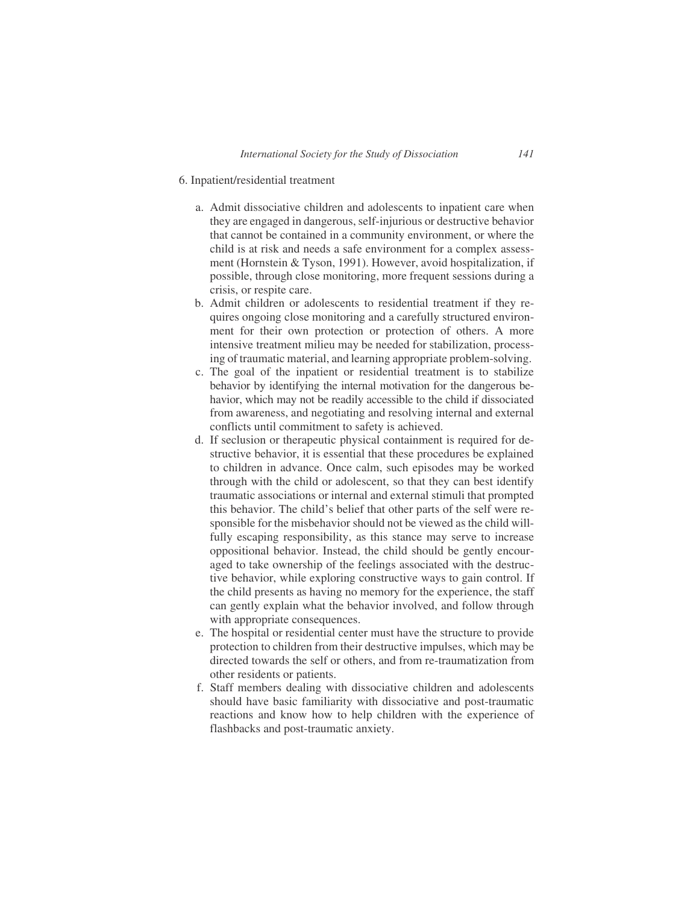6. Inpatient/residential treatment

   a. Admit dissociative children and adolescents to inpatient care when they are engaged in dangerous, self-injurious or destructive behavior that cannot be contained in a community environment, or where the child is at risk and needs a safe environment for a complex assessment (Hornstein & Tyson, 1991). However, avoid hospitalization, if possible, through close monitoring, more frequent sessions during a crisis, or respite care.
   b. Admit children or adolescents to residential treatment if they requires ongoing close monitoring and a carefully structured environment for their own protection or protection of others. A more intensive treatment milieu may be needed for stabilization, processing of traumatic material, and learning appropriate problem-solving.
   c. The goal of the inpatient or residential treatment is to stabilize behavior by identifying the internal motivation for the dangerous behavior, which may not be readily accessible to the child if dissociated from awareness, and negotiating and resolving internal and external conflicts until commitment to safety is achieved.
   d. If seclusion or therapeutic physical containment is required for destructive behavior, it is essential that these procedures be explained to children in advance. Once calm, such episodes may be worked through with the child or adolescent, so that they can best identify traumatic associations or internal and external stimuli that prompted this behavior. The child's belief that other parts of the self were responsible for the misbehavior should not be viewed as the child willfully escaping responsibility, as this stance may serve to increase oppositional behavior. Instead, the child should be gently encouraged to take ownership of the feelings associated with the destructive behavior, while exploring constructive ways to gain control. If the child presents as having no memory for the experience, the staff can gently explain what the behavior involved, and follow through with appropriate consequences.
   e. The hospital or residential center must have the structure to provide protection to children from their destructive impulses, which may be directed towards the self or others, and from re-traumatization from other residents or patients.
   f. Staff members dealing with dissociative children and adolescents should have basic familiarity with dissociative and post-traumatic reactions and know how to help children with the experience of flashbacks and post-traumatic anxiety.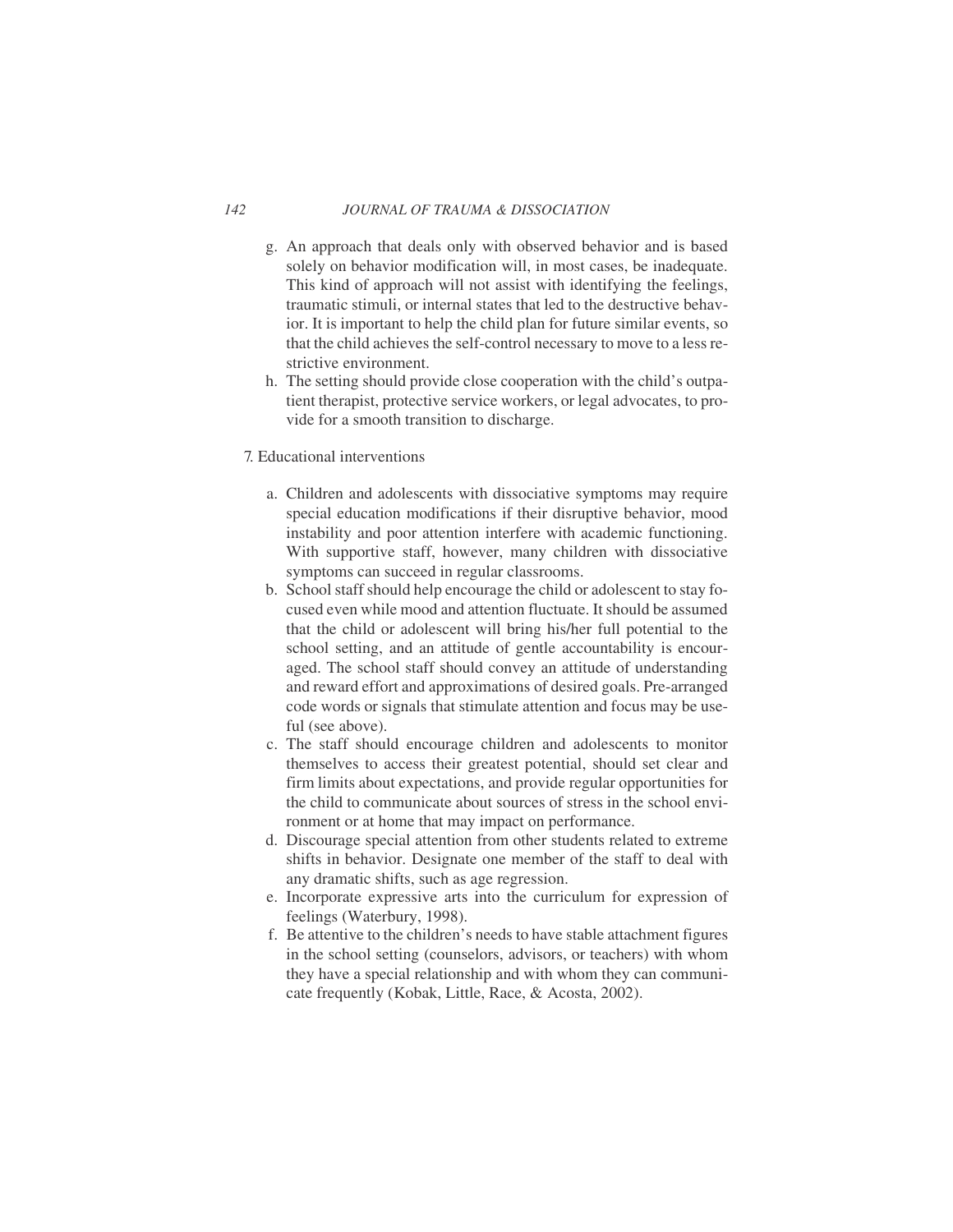g. An approach that deals only with observed behavior and is based solely on behavior modification will, in most cases, be inadequate. This kind of approach will not assist with identifying the feelings, traumatic stimuli, or internal states that led to the destructive behavior. It is important to help the child plan for future similar events, so that the child achieves the self-control necessary to move to a less restrictive environment.

h. The setting should provide close cooperation with the child's outpatient therapist, protective service workers, or legal advocates, to provide for a smooth transition to discharge.

7. Educational interventions

a. Children and adolescents with dissociative symptoms may require special education modifications if their disruptive behavior, mood instability and poor attention interfere with academic functioning. With supportive staff, however, many children with dissociative symptoms can succeed in regular classrooms.

b. School staff should help encourage the child or adolescent to stay focused even while mood and attention fluctuate. It should be assumed that the child or adolescent will bring his/her full potential to the school setting, and an attitude of gentle accountability is encouraged. The school staff should convey an attitude of understanding and reward effort and approximations of desired goals. Pre-arranged code words or signals that stimulate attention and focus may be useful (see above).

c. The staff should encourage children and adolescents to monitor themselves to access their greatest potential, should set clear and firm limits about expectations, and provide regular opportunities for the child to communicate about sources of stress in the school environment or at home that may impact on performance.

d. Discourage special attention from other students related to extreme shifts in behavior. Designate one member of the staff to deal with any dramatic shifts, such as age regression.

e. Incorporate expressive arts into the curriculum for expression of feelings (Waterbury, 1998).

f. Be attentive to the children's needs to have stable attachment figures in the school setting (counselors, advisors, or teachers) with whom they have a special relationship and with whom they can communicate frequently (Kobak, Little, Race, & Acosta, 2002).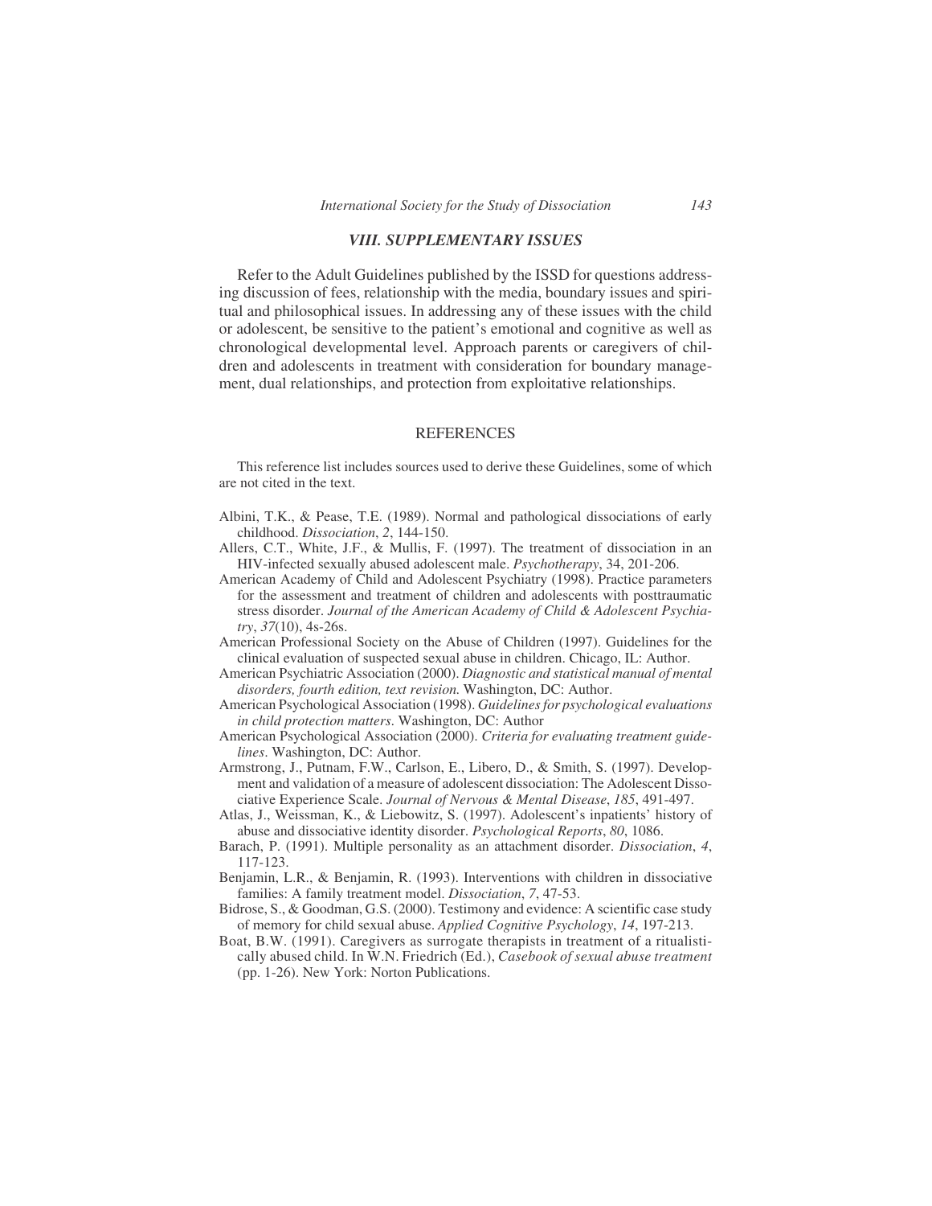## *VIII. SUPPLEMENTARY ISSUES*

Refer to the Adult Guidelines published by the ISSD for questions addressing discussion of fees, relationship with the media, boundary issues and spiritual and philosophical issues. In addressing any of these issues with the child or adolescent, be sensitive to the patient's emotional and cognitive as well as chronological developmental level. Approach parents or caregivers of children and adolescents in treatment with consideration for boundary management, dual relationships, and protection from exploitative relationships.

## REFERENCES

This reference list includes sources used to derive these Guidelines, some of which are not cited in the text.

Albini, T.K., & Pease, T.E. (1989). Normal and pathological dissociations of early childhood. *Dissociation*, *2*, 144-150.

Allers, C.T., White, J.F., & Mullis, F. (1997). The treatment of dissociation in an HIV-infected sexually abused adolescent male. *Psychotherapy*, 34, 201-206.

American Academy of Child and Adolescent Psychiatry (1998). Practice parameters for the assessment and treatment of children and adolescents with posttraumatic stress disorder. *Journal of the American Academy of Child & Adolescent Psychiatry*, *37*(10), 4s-26s.

American Professional Society on the Abuse of Children (1997). Guidelines for the clinical evaluation of suspected sexual abuse in children. Chicago, IL: Author.

American Psychiatric Association (2000). *Diagnostic and statistical manual of mental disorders, fourth edition, text revision.* Washington, DC: Author.

American Psychological Association (1998). *Guidelines for psychological evaluations in child protection matters*. Washington, DC: Author

American Psychological Association (2000). *Criteria for evaluating treatment guidelines*. Washington, DC: Author.

Armstrong, J., Putnam, F.W., Carlson, E., Libero, D., & Smith, S. (1997). Development and validation of a measure of adolescent dissociation: The Adolescent Dissociative Experience Scale. *Journal of Nervous & Mental Disease*, *185*, 491-497.

Atlas, J., Weissman, K., & Liebowitz, S. (1997). Adolescent's inpatients' history of abuse and dissociative identity disorder. *Psychological Reports*, *80*, 1086.

Barach, P. (1991). Multiple personality as an attachment disorder. *Dissociation*, *4*, 117-123.

Benjamin, L.R., & Benjamin, R. (1993). Interventions with children in dissociative families: A family treatment model. *Dissociation*, *7*, 47-53.

Bidrose, S., & Goodman, G.S. (2000). Testimony and evidence: A scientific case study of memory for child sexual abuse. *Applied Cognitive Psychology*, *14*, 197-213.

Boat, B.W. (1991). Caregivers as surrogate therapists in treatment of a ritualistically abused child. In W.N. Friedrich (Ed.), *Casebook of sexual abuse treatment* (pp. 1-26). New York: Norton Publications.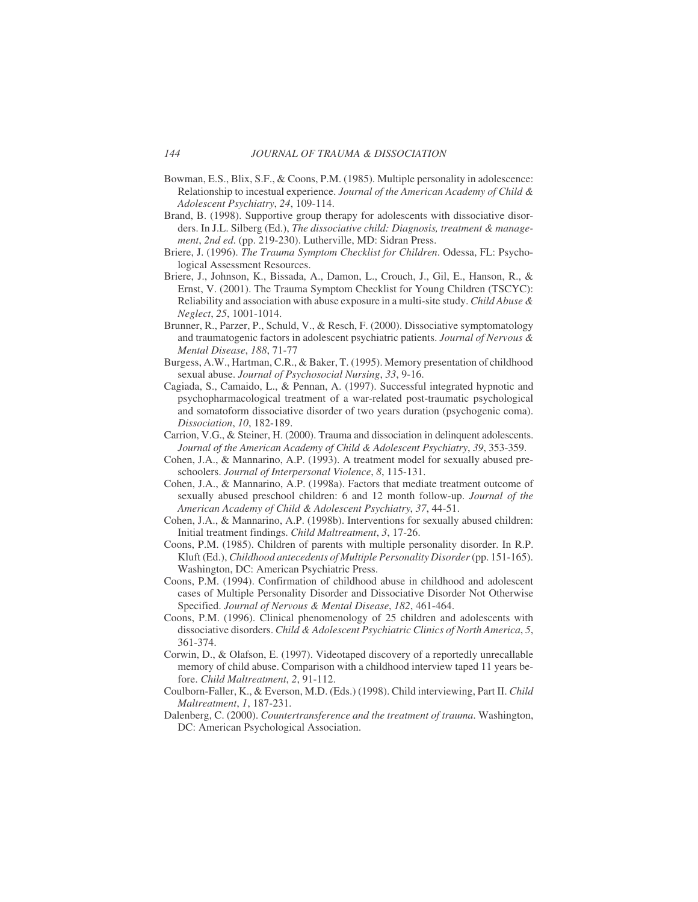Bowman, E.S., Blix, S.F., & Coons, P.M. (1985). Multiple personality in adolescence: Relationship to incestual experience. *Journal of the American Academy of Child & Adolescent Psychiatry*, *24*, 109-114.

Brand, B. (1998). Supportive group therapy for adolescents with dissociative disorders. In J.L. Silberg (Ed.), *The dissociative child: Diagnosis, treatment & management*, *2nd ed*. (pp. 219-230). Lutherville, MD: Sidran Press.

Briere, J. (1996). *The Trauma Symptom Checklist for Children*. Odessa, FL: Psychological Assessment Resources.

Briere, J., Johnson, K., Bissada, A., Damon, L., Crouch, J., Gil, E., Hanson, R., & Ernst, V. (2001). The Trauma Symptom Checklist for Young Children (TSCYC): Reliability and association with abuse exposure in a multi-site study. *Child Abuse & Neglect*, *25*, 1001-1014.

Brunner, R., Parzer, P., Schuld, V., & Resch, F. (2000). Dissociative symptomatology and traumatogenic factors in adolescent psychiatric patients. *Journal of Nervous & Mental Disease*, *188*, 71-77

Burgess, A.W., Hartman, C.R., & Baker, T. (1995). Memory presentation of childhood sexual abuse. *Journal of Psychosocial Nursing*, *33*, 9-16.

Cagiada, S., Camaido, L., & Pennan, A. (1997). Successful integrated hypnotic and psychopharmacological treatment of a war-related post-traumatic psychological and somatoform dissociative disorder of two years duration (psychogenic coma). *Dissociation*, *10*, 182-189.

Carrion, V.G., & Steiner, H. (2000). Trauma and dissociation in delinquent adolescents. *Journal of the American Academy of Child & Adolescent Psychiatry*, *39*, 353-359.

Cohen, J.A., & Mannarino, A.P. (1993). A treatment model for sexually abused preschoolers. *Journal of Interpersonal Violence*, *8*, 115-131.

Cohen, J.A., & Mannarino, A.P. (1998a). Factors that mediate treatment outcome of sexually abused preschool children: 6 and 12 month follow-up. *Journal of the American Academy of Child & Adolescent Psychiatry*, *37*, 44-51.

Cohen, J.A., & Mannarino, A.P. (1998b). Interventions for sexually abused children: Initial treatment findings. *Child Maltreatment*, *3*, 17-26.

Coons, P.M. (1985). Children of parents with multiple personality disorder. In R.P. Kluft (Ed.), *Childhood antecedents of Multiple Personality Disorder* (pp. 151-165). Washington, DC: American Psychiatric Press.

Coons, P.M. (1994). Confirmation of childhood abuse in childhood and adolescent cases of Multiple Personality Disorder and Dissociative Disorder Not Otherwise Specified. *Journal of Nervous & Mental Disease*, *182*, 461-464.

Coons, P.M. (1996). Clinical phenomenology of 25 children and adolescents with dissociative disorders. *Child & Adolescent Psychiatric Clinics of North America*, *5*, 361-374.

Corwin, D., & Olafson, E. (1997). Videotaped discovery of a reportedly unrecallable memory of child abuse. Comparison with a childhood interview taped 11 years before. *Child Maltreatment*, *2*, 91-112.

Coulborn-Faller, K., & Everson, M.D. (Eds.) (1998). Child interviewing, Part II. *Child Maltreatment*, *1*, 187-231.

Dalenberg, C. (2000). *Countertransference and the treatment of trauma*. Washington, DC: American Psychological Association.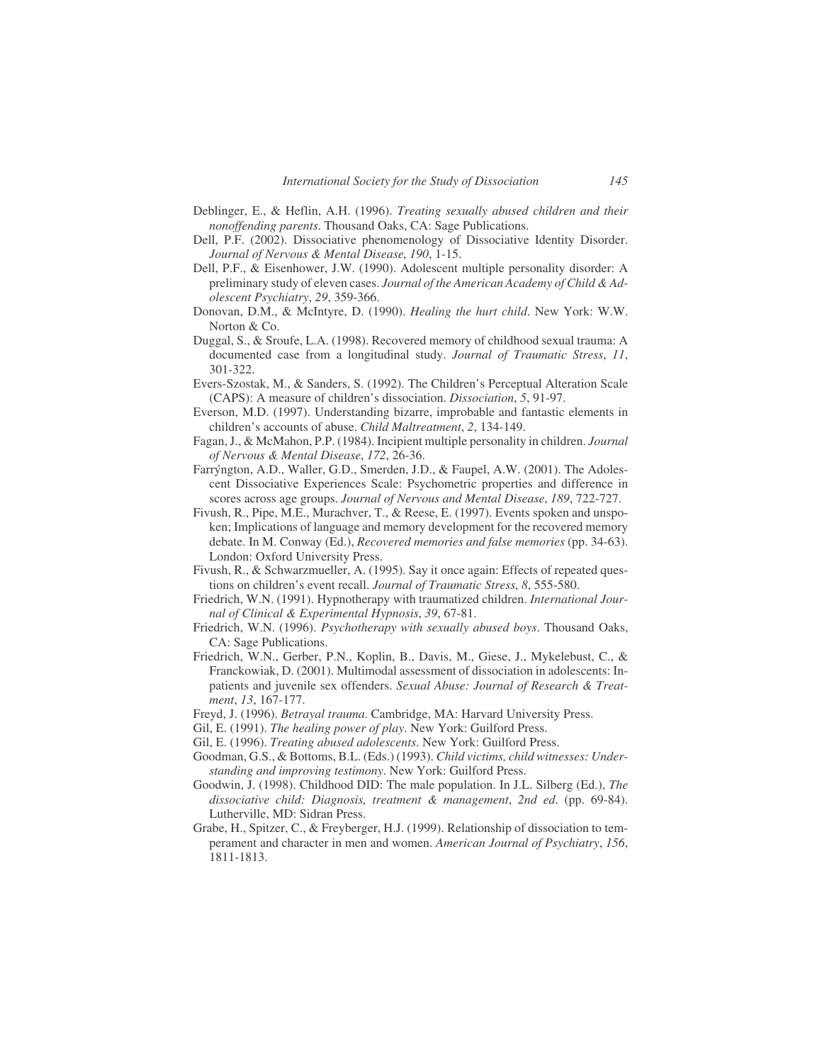Deblinger, E., & Heflin, A.H. (1996). *Treating sexually abused children and their nonoffending parents*. Thousand Oaks, CA: Sage Publications.

Dell, P.F. (2002). Dissociative phenomenology of Dissociative Identity Disorder. *Journal of Nervous & Mental Disease*, *190*, 1-15.

Dell, P.F., & Eisenhower, J.W. (1990). Adolescent multiple personality disorder: A preliminary study of eleven cases. *Journal of the American Academy of Child & Adolescent Psychiatry*, *29*, 359-366.

Donovan, D.M., & McIntyre, D. (1990). *Healing the hurt child*. New York: W.W. Norton & Co.

Duggal, S., & Sroufe, L.A. (1998). Recovered memory of childhood sexual trauma: A documented case from a longitudinal study. *Journal of Traumatic Stress*, *11*, 301-322.

Evers-Szostak, M., & Sanders, S. (1992). The Children's Perceptual Alteration Scale (CAPS): A measure of children's dissociation. *Dissociation*, *5*, 91-97.

Everson, M.D. (1997). Understanding bizarre, improbable and fantastic elements in children's accounts of abuse. *Child Maltreatment*, *2*, 134-149.

Fagan, J., & McMahon, P.P. (1984). Incipient multiple personality in children. *Journal of Nervous & Mental Disease*, *172*, 26-36.

Farrýngton, A.D., Waller, G.D., Smerden, J.D., & Faupel, A.W. (2001). The Adolescent Dissociative Experiences Scale: Psychometric properties and difference in scores across age groups. *Journal of Nervous and Mental Disease*, *189*, 722-727.

Fivush, R., Pipe, M.E., Murachver, T., & Reese, E. (1997). Events spoken and unspoken; Implications of language and memory development for the recovered memory debate. In M. Conway (Ed.), *Recovered memories and false memories* (pp. 34-63). London: Oxford University Press.

Fivush, R., & Schwarzmueller, A. (1995). Say it once again: Effects of repeated questions on children's event recall. *Journal of Traumatic Stress*, *8*, 555-580.

Friedrich, W.N. (1991). Hypnotherapy with traumatized children. *International Journal of Clinical & Experimental Hypnosis*, *39*, 67-81.

Friedrich, W.N. (1996). *Psychotherapy with sexually abused boys*. Thousand Oaks, CA: Sage Publications.

Friedrich, W.N., Gerber, P.N., Koplin, B., Davis, M., Giese, J., Mykelebust, C., & Franckowiak, D. (2001). Multimodal assessment of dissociation in adolescents: Inpatients and juvenile sex offenders. *Sexual Abuse: Journal of Research & Treatment*, *13*, 167-177.

Freyd, J. (1996). *Betrayal trauma*. Cambridge, MA: Harvard University Press.

Gil, E. (1991). *The healing power of play*. New York: Guilford Press.

Gil, E. (1996). *Treating abused adolescents*. New York: Guilford Press.

Goodman, G.S., & Bottoms, B.L. (Eds.) (1993). *Child victims, child witnesses: Understanding and improving testimony*. New York: Guilford Press.

Goodwin, J. (1998). Childhood DID: The male population. In J.L. Silberg (Ed.), *The dissociative child: Diagnosis, treatment & management*, *2nd ed*. (pp. 69-84). Lutherville, MD: Sidran Press.

Grabe, H., Spitzer, C., & Freyberger, H.J. (1999). Relationship of dissociation to temperament and character in men and women. *American Journal of Psychiatry*, *156*, 1811-1813.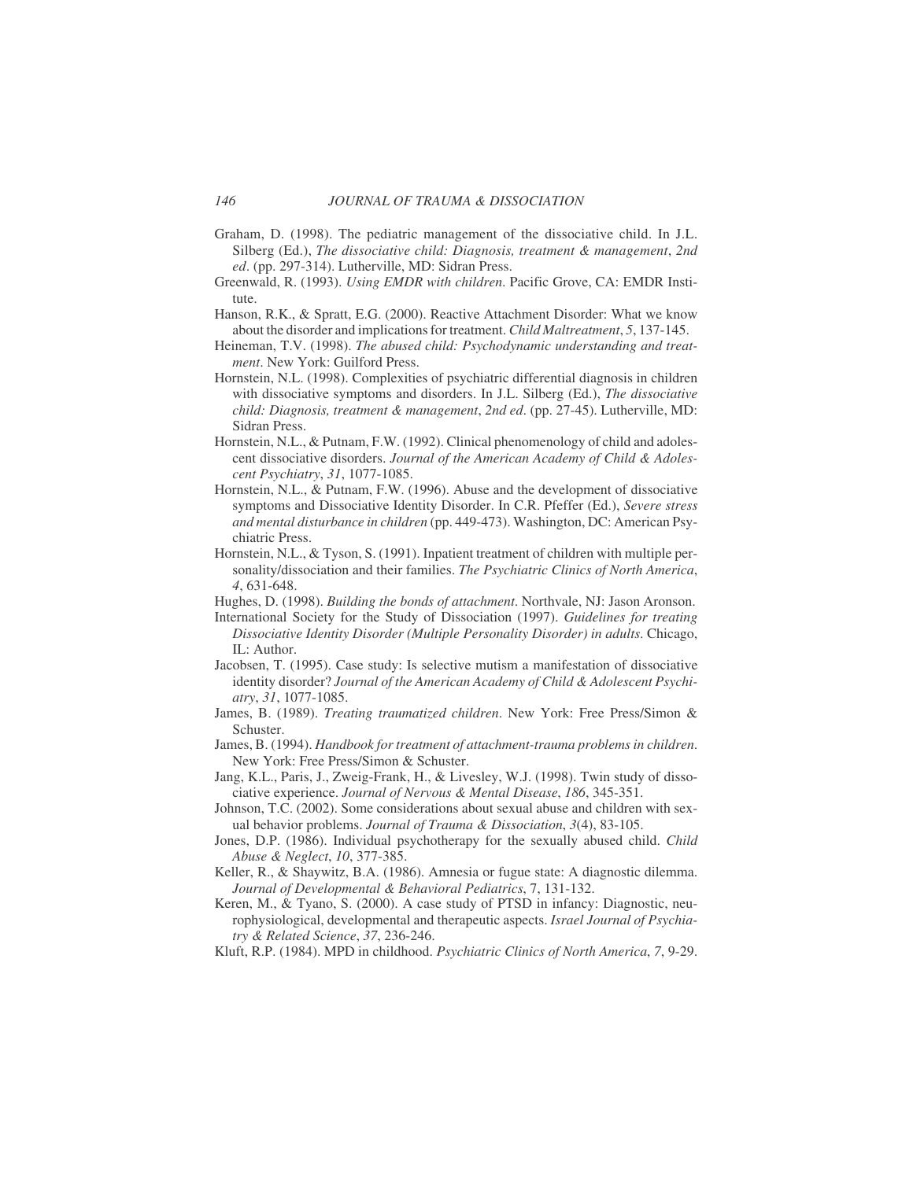Graham, D. (1998). The pediatric management of the dissociative child. In J.L. Silberg (Ed.), *The dissociative child: Diagnosis, treatment & management*, *2nd ed*. (pp. 297-314). Lutherville, MD: Sidran Press.

Greenwald, R. (1993). *Using EMDR with children*. Pacific Grove, CA: EMDR Institute.

Hanson, R.K., & Spratt, E.G. (2000). Reactive Attachment Disorder: What we know about the disorder and implications for treatment. *Child Maltreatment*, *5*, 137-145.

Heineman, T.V. (1998). *The abused child: Psychodynamic understanding and treatment*. New York: Guilford Press.

Hornstein, N.L. (1998). Complexities of psychiatric differential diagnosis in children with dissociative symptoms and disorders. In J.L. Silberg (Ed.), *The dissociative child: Diagnosis, treatment & management*, *2nd ed*. (pp. 27-45). Lutherville, MD: Sidran Press.

Hornstein, N.L., & Putnam, F.W. (1992). Clinical phenomenology of child and adolescent dissociative disorders. *Journal of the American Academy of Child & Adolescent Psychiatry*, *31*, 1077-1085.

Hornstein, N.L., & Putnam, F.W. (1996). Abuse and the development of dissociative symptoms and Dissociative Identity Disorder. In C.R. Pfeffer (Ed.), *Severe stress and mental disturbance in children* (pp. 449-473). Washington, DC: American Psychiatric Press.

Hornstein, N.L., & Tyson, S. (1991). Inpatient treatment of children with multiple personality/dissociation and their families. *The Psychiatric Clinics of North America*, *4*, 631-648.

Hughes, D. (1998). *Building the bonds of attachment*. Northvale, NJ: Jason Aronson.

International Society for the Study of Dissociation (1997). *Guidelines for treating Dissociative Identity Disorder (Multiple Personality Disorder) in adults*. Chicago, IL: Author.

Jacobsen, T. (1995). Case study: Is selective mutism a manifestation of dissociative identity disorder? *Journal of the American Academy of Child & Adolescent Psychiatry*, *31*, 1077-1085.

James, B. (1989). *Treating traumatized children*. New York: Free Press/Simon & Schuster.

James, B. (1994). *Handbook for treatment of attachment-trauma problems in children*. New York: Free Press/Simon & Schuster.

Jang, K.L., Paris, J., Zweig-Frank, H., & Livesley, W.J. (1998). Twin study of dissociative experience. *Journal of Nervous & Mental Disease*, *186*, 345-351.

Johnson, T.C. (2002). Some considerations about sexual abuse and children with sexual behavior problems. *Journal of Trauma & Dissociation*, *3*(4), 83-105.

Jones, D.P. (1986). Individual psychotherapy for the sexually abused child. *Child Abuse & Neglect*, *10*, 377-385.

Keller, R., & Shaywitz, B.A. (1986). Amnesia or fugue state: A diagnostic dilemma. *Journal of Developmental & Behavioral Pediatrics*, 7, 131-132.

Keren, M., & Tyano, S. (2000). A case study of PTSD in infancy: Diagnostic, neurophysiological, developmental and therapeutic aspects. *Israel Journal of Psychiatry & Related Science*, *37*, 236-246.

Kluft, R.P. (1984). MPD in childhood. *Psychiatric Clinics of North America*, *7*, 9-29.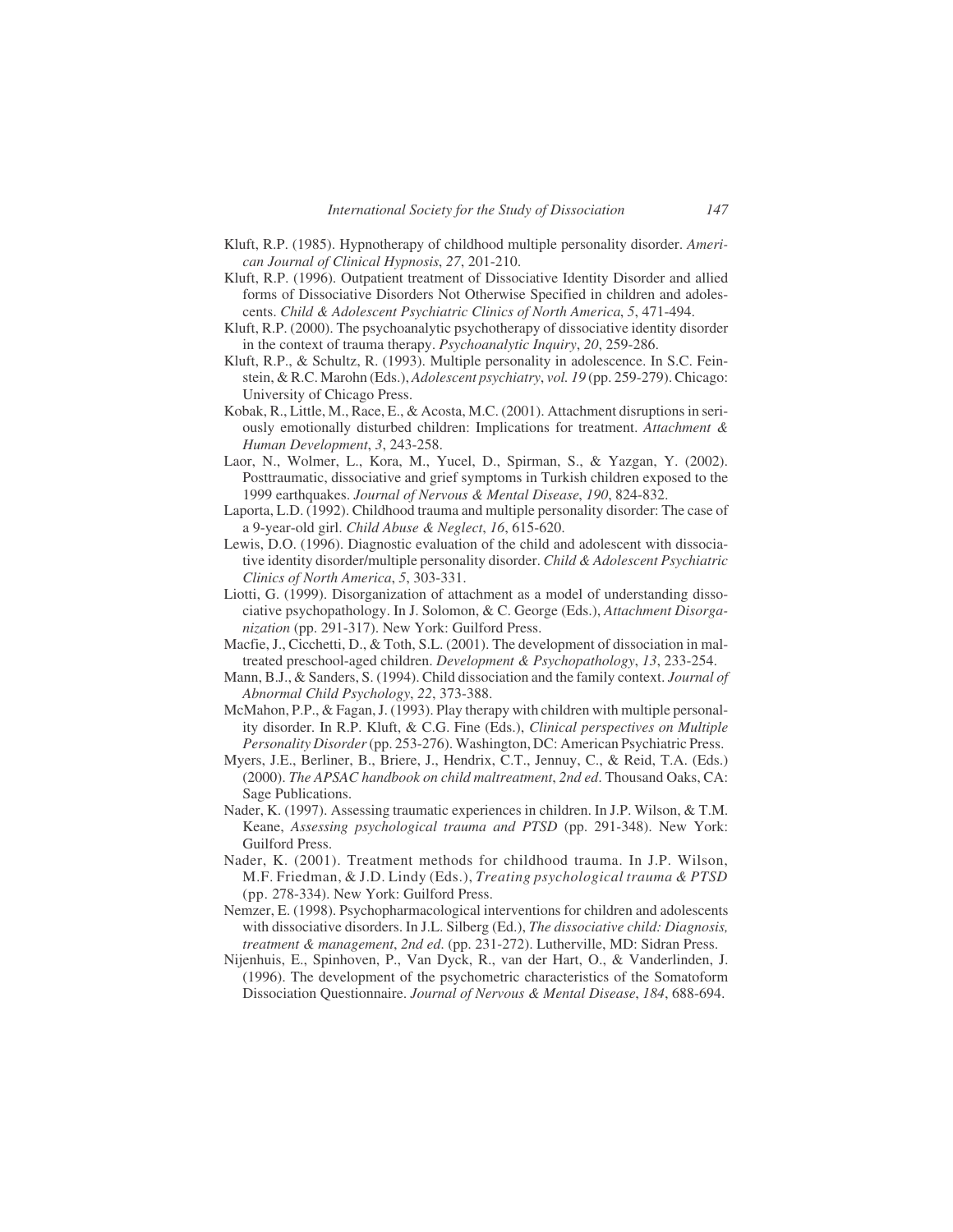Kluft, R.P. (1985). Hypnotherapy of childhood multiple personality disorder. *American Journal of Clinical Hypnosis*, *27*, 201-210.

Kluft, R.P. (1996). Outpatient treatment of Dissociative Identity Disorder and allied forms of Dissociative Disorders Not Otherwise Specified in children and adolescents. *Child & Adolescent Psychiatric Clinics of North America*, *5*, 471-494.

Kluft, R.P. (2000). The psychoanalytic psychotherapy of dissociative identity disorder in the context of trauma therapy. *Psychoanalytic Inquiry*, *20*, 259-286.

Kluft, R.P., & Schultz, R. (1993). Multiple personality in adolescence. In S.C. Feinstein, & R.C. Marohn (Eds.), *Adolescent psychiatry*, *vol. 19* (pp. 259-279). Chicago: University of Chicago Press.

Kobak, R., Little, M., Race, E., & Acosta, M.C. (2001). Attachment disruptions in seriously emotionally disturbed children: Implications for treatment. *Attachment & Human Development*, *3*, 243-258.

Laor, N., Wolmer, L., Kora, M., Yucel, D., Spirman, S., & Yazgan, Y. (2002). Posttraumatic, dissociative and grief symptoms in Turkish children exposed to the 1999 earthquakes. *Journal of Nervous & Mental Disease*, *190*, 824-832.

Laporta, L.D. (1992). Childhood trauma and multiple personality disorder: The case of a 9-year-old girl. *Child Abuse & Neglect*, *16*, 615-620.

Lewis, D.O. (1996). Diagnostic evaluation of the child and adolescent with dissociative identity disorder/multiple personality disorder. *Child & Adolescent Psychiatric Clinics of North America*, *5*, 303-331.

Liotti, G. (1999). Disorganization of attachment as a model of understanding dissociative psychopathology. In J. Solomon, & C. George (Eds.), *Attachment Disorganization* (pp. 291-317). New York: Guilford Press.

Macfie, J., Cicchetti, D., & Toth, S.L. (2001). The development of dissociation in maltreated preschool-aged children. *Development & Psychopathology*, *13*, 233-254.

Mann, B.J., & Sanders, S. (1994). Child dissociation and the family context. *Journal of Abnormal Child Psychology*, *22*, 373-388.

McMahon, P.P., & Fagan, J. (1993). Play therapy with children with multiple personality disorder. In R.P. Kluft, & C.G. Fine (Eds.), *Clinical perspectives on Multiple Personality Disorder* (pp. 253-276). Washington, DC: American Psychiatric Press.

Myers, J.E., Berliner, B., Briere, J., Hendrix, C.T., Jennuy, C., & Reid, T.A. (Eds.) (2000). *The APSAC handbook on child maltreatment*, *2nd ed*. Thousand Oaks, CA: Sage Publications.

Nader, K. (1997). Assessing traumatic experiences in children. In J.P. Wilson, & T.M. Keane, *Assessing psychological trauma and PTSD* (pp. 291-348). New York: Guilford Press.

Nader, K. (2001). Treatment methods for childhood trauma. In J.P. Wilson, M.F. Friedman, & J.D. Lindy (Eds.), *Treating psychological trauma & PTSD* (pp. 278-334). New York: Guilford Press.

Nemzer, E. (1998). Psychopharmacological interventions for children and adolescents with dissociative disorders. In J.L. Silberg (Ed.), *The dissociative child: Diagnosis, treatment & management*, *2nd ed.* (pp. 231-272). Lutherville, MD: Sidran Press.

Nijenhuis, E., Spinhoven, P., Van Dyck, R., van der Hart, O., & Vanderlinden, J. (1996). The development of the psychometric characteristics of the Somatoform Dissociation Questionnaire. *Journal of Nervous & Mental Disease*, *184*, 688-694.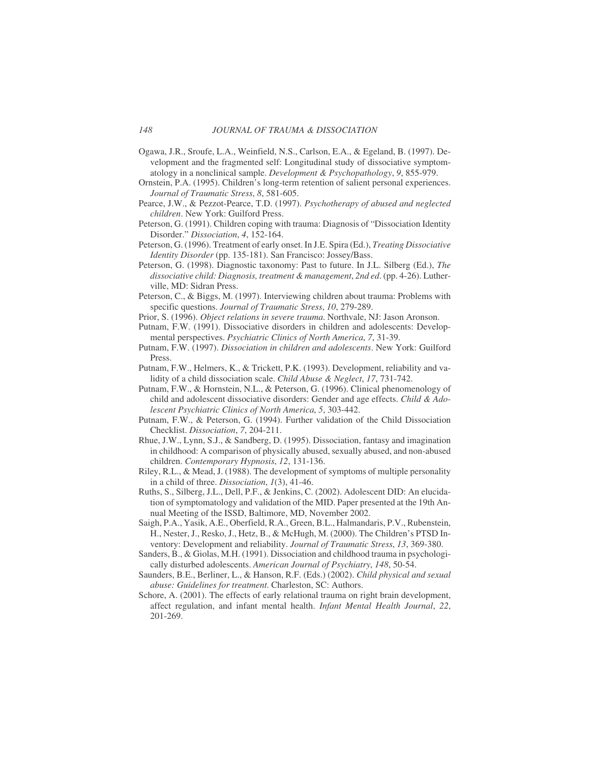Ogawa, J.R., Sroufe, L.A., Weinfield, N.S., Carlson, E.A., & Egeland, B. (1997). Development and the fragmented self: Longitudinal study of dissociative symptomatology in a nonclinical sample. *Development & Psychopathology*, *9*, 855-979.

Ornstein, P.A. (1995). Children's long-term retention of salient personal experiences. *Journal of Traumatic Stress*, *8*, 581-605.

Pearce, J.W., & Pezzot-Pearce, T.D. (1997). *Psychotherapy of abused and neglected children*. New York: Guilford Press.

Peterson, G. (1991). Children coping with trauma: Diagnosis of "Dissociation Identity Disorder." *Dissociation*, *4*, 152-164.

Peterson, G. (1996). Treatment of early onset. In J.E. Spira (Ed.), *Treating Dissociative Identity Disorder* (pp. 135-181). San Francisco: Jossey/Bass.

Peterson, G. (1998). Diagnostic taxonomy: Past to future. In J.L. Silberg (Ed.), *The dissociative child: Diagnosis, treatment & management*, *2nd ed*. (pp. 4-26). Lutherville, MD: Sidran Press.

Peterson, C., & Biggs, M. (1997). Interviewing children about trauma: Problems with specific questions. *Journal of Traumatic Stress*, *10*, 279-289.

Prior, S. (1996). *Object relations in severe trauma*. Northvale, NJ: Jason Aronson.

Putnam, F.W. (1991). Dissociative disorders in children and adolescents: Developmental perspectives. *Psychiatric Clinics of North America*, *7*, 31-39.

Putnam, F.W. (1997). *Dissociation in children and adolescents*. New York: Guilford Press.

Putnam, F.W., Helmers, K., & Trickett, P.K. (1993). Development, reliability and validity of a child dissociation scale. *Child Abuse & Neglect*, *17*, 731-742.

Putnam, F.W., & Hornstein, N.L., & Peterson, G. (1996). Clinical phenomenology of child and adolescent dissociative disorders: Gender and age effects. *Child & Adolescent Psychiatric Clinics of North America*, *5*, 303-442.

Putnam, F.W., & Peterson, G. (1994). Further validation of the Child Dissociation Checklist. *Dissociation*, *7*, 204-211.

Rhue, J.W., Lynn, S.J., & Sandberg, D. (1995). Dissociation, fantasy and imagination in childhood: A comparison of physically abused, sexually abused, and non-abused children. *Contemporary Hypnosis*, *12*, 131-136.

Riley, R.L., & Mead, J. (1988). The development of symptoms of multiple personality in a child of three. *Dissociation*, *1*(3), 41-46.

Ruths, S., Silberg, J.L., Dell, P.F., & Jenkins, C. (2002). Adolescent DID: An elucidation of symptomatology and validation of the MID. Paper presented at the 19th Annual Meeting of the ISSD, Baltimore, MD, November 2002.

Saigh, P.A., Yasik, A.E., Oberfield, R.A., Green, B.L., Halmandaris, P.V., Rubenstein, H., Nester, J., Resko, J., Hetz, B., & McHugh, M. (2000). The Children's PTSD Inventory: Development and reliability. *Journal of Traumatic Stress*, *13*, 369-380.

Sanders, B., & Giolas, M.H. (1991). Dissociation and childhood trauma in psychologically disturbed adolescents. *American Journal of Psychiatry*, *148*, 50-54.

Saunders, B.E., Berliner, L., & Hanson, R.F. (Eds.) (2002). *Child physical and sexual abuse: Guidelines for treatment*. Charleston, SC: Authors.

Schore, A. (2001). The effects of early relational trauma on right brain development, affect regulation, and infant mental health. *Infant Mental Health Journal*, *22*, 201-269.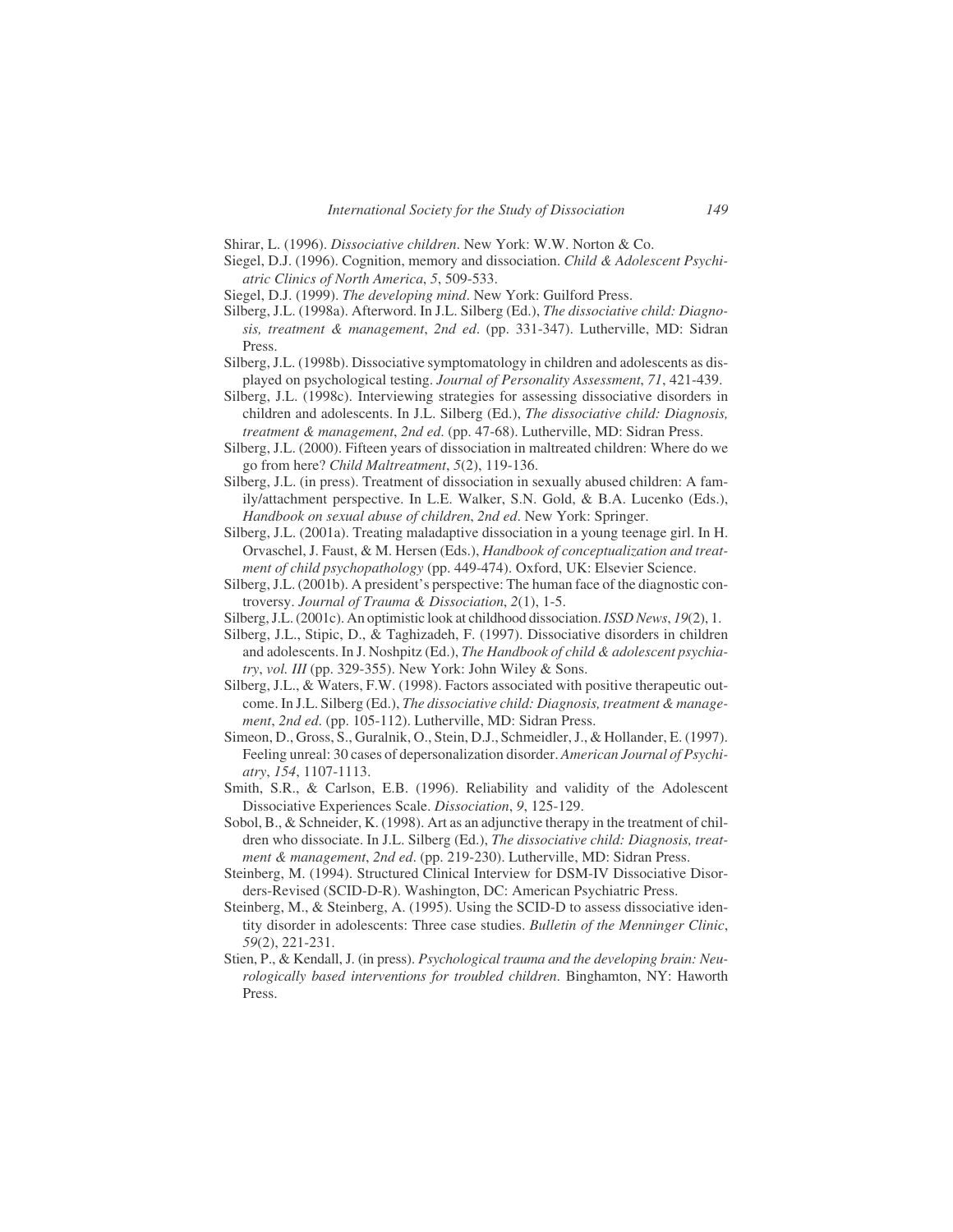Shirar, L. (1996). *Dissociative children*. New York: W.W. Norton & Co.

Siegel, D.J. (1996). Cognition, memory and dissociation. *Child & Adolescent Psychiatric Clinics of North America*, *5*, 509-533.

Siegel, D.J. (1999). *The developing mind*. New York: Guilford Press.

Silberg, J.L. (1998a). Afterword. In J.L. Silberg (Ed.), *The dissociative child: Diagnosis, treatment & management*, *2nd ed*. (pp. 331-347). Lutherville, MD: Sidran Press.

Silberg, J.L. (1998b). Dissociative symptomatology in children and adolescents as displayed on psychological testing. *Journal of Personality Assessment*, *71*, 421-439.

Silberg, J.L. (1998c). Interviewing strategies for assessing dissociative disorders in children and adolescents. In J.L. Silberg (Ed.), *The dissociative child: Diagnosis, treatment & management*, *2nd ed*. (pp. 47-68). Lutherville, MD: Sidran Press.

Silberg, J.L. (2000). Fifteen years of dissociation in maltreated children: Where do we go from here? *Child Maltreatment*, *5*(2), 119-136.

Silberg, J.L. (in press). Treatment of dissociation in sexually abused children: A family/attachment perspective. In L.E. Walker, S.N. Gold, & B.A. Lucenko (Eds.), *Handbook on sexual abuse of children*, *2nd ed*. New York: Springer.

Silberg, J.L. (2001a). Treating maladaptive dissociation in a young teenage girl. In H. Orvaschel, J. Faust, & M. Hersen (Eds.), *Handbook of conceptualization and treatment of child psychopathology* (pp. 449-474). Oxford, UK: Elsevier Science.

Silberg, J.L. (2001b). A president's perspective: The human face of the diagnostic controversy. *Journal of Trauma & Dissociation*, *2*(1), 1-5.

Silberg, J.L. (2001c). An optimistic look at childhood dissociation. *ISSD News*, *19*(2), 1.

Silberg, J.L., Stipic, D., & Taghizadeh, F. (1997). Dissociative disorders in children and adolescents. In J. Noshpitz (Ed.), *The Handbook of child & adolescent psychiatry*, *vol. III* (pp. 329-355). New York: John Wiley & Sons.

Silberg, J.L., & Waters, F.W. (1998). Factors associated with positive therapeutic outcome. In J.L. Silberg (Ed.), *The dissociative child: Diagnosis, treatment & management*, *2nd ed*. (pp. 105-112). Lutherville, MD: Sidran Press.

Simeon, D., Gross, S., Guralnik, O., Stein, D.J., Schmeidler, J., & Hollander, E. (1997). Feeling unreal: 30 cases of depersonalization disorder. *American Journal of Psychiatry*, *154*, 1107-1113.

Smith, S.R., & Carlson, E.B. (1996). Reliability and validity of the Adolescent Dissociative Experiences Scale. *Dissociation*, *9*, 125-129.

Sobol, B., & Schneider, K. (1998). Art as an adjunctive therapy in the treatment of children who dissociate. In J.L. Silberg (Ed.), *The dissociative child: Diagnosis, treatment & management*, *2nd ed*. (pp. 219-230). Lutherville, MD: Sidran Press.

Steinberg, M. (1994). Structured Clinical Interview for DSM-IV Dissociative Disorders-Revised (SCID-D-R). Washington, DC: American Psychiatric Press.

Steinberg, M., & Steinberg, A. (1995). Using the SCID-D to assess dissociative identity disorder in adolescents: Three case studies. *Bulletin of the Menninger Clinic*, *59*(2), 221-231.

Stien, P., & Kendall, J. (in press). *Psychological trauma and the developing brain: Neurologically based interventions for troubled children*. Binghamton, NY: Haworth Press.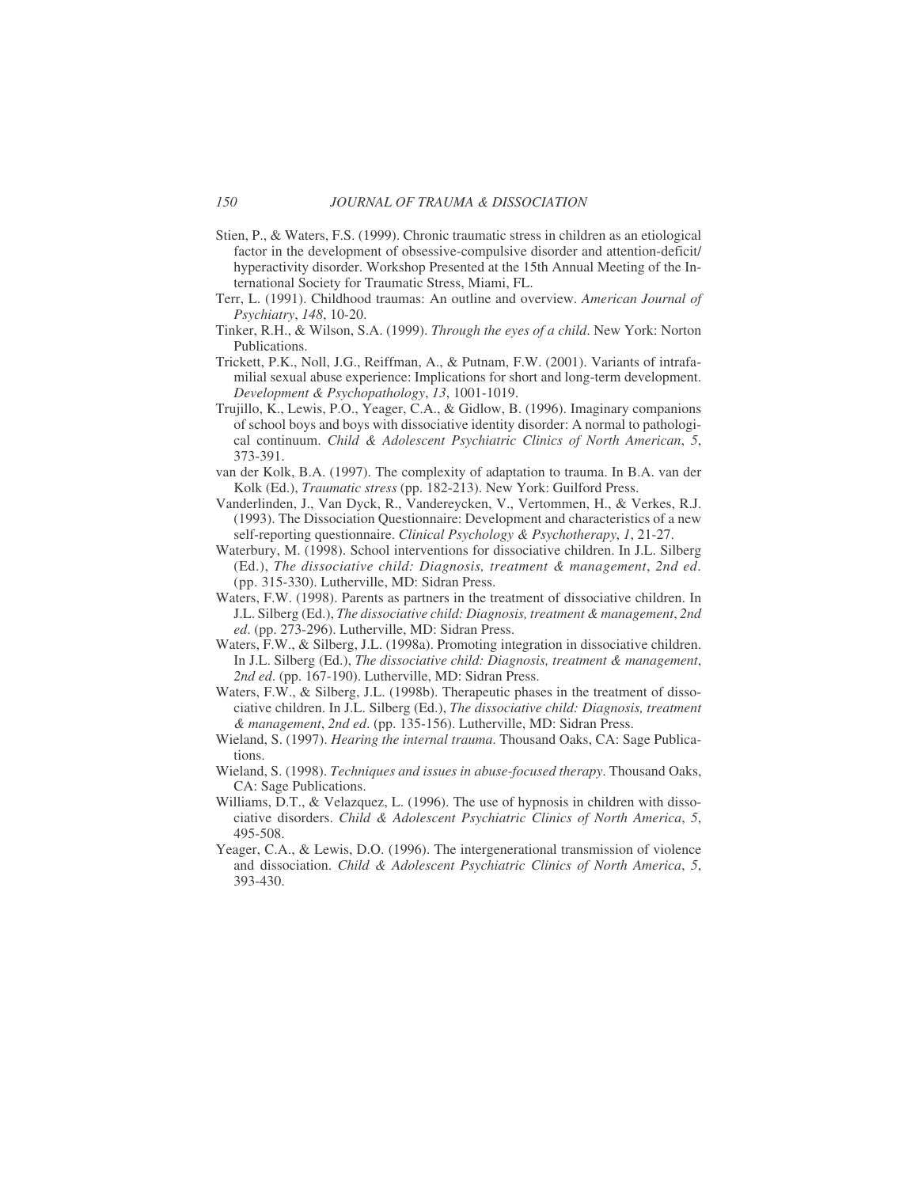Stien, P., & Waters, F.S. (1999). Chronic traumatic stress in children as an etiological factor in the development of obsessive-compulsive disorder and attention-deficit/hyperactivity disorder. Workshop Presented at the 15th Annual Meeting of the International Society for Traumatic Stress, Miami, FL.

Terr, L. (1991). Childhood traumas: An outline and overview. *American Journal of Psychiatry*, *148*, 10-20.

Tinker, R.H., & Wilson, S.A. (1999). *Through the eyes of a child*. New York: Norton Publications.

Trickett, P.K., Noll, J.G., Reiffman, A., & Putnam, F.W. (2001). Variants of intrafamilial sexual abuse experience: Implications for short and long-term development. *Development & Psychopathology*, *13*, 1001-1019.

Trujillo, K., Lewis, P.O., Yeager, C.A., & Gidlow, B. (1996). Imaginary companions of school boys and boys with dissociative identity disorder: A normal to pathological continuum. *Child & Adolescent Psychiatric Clinics of North American*, *5*, 373-391.

van der Kolk, B.A. (1997). The complexity of adaptation to trauma. In B.A. van der Kolk (Ed.), *Traumatic stress* (pp. 182-213). New York: Guilford Press.

Vanderlinden, J., Van Dyck, R., Vandereycken, V., Vertommen, H., & Verkes, R.J. (1993). The Dissociation Questionnaire: Development and characteristics of a new self-reporting questionnaire. *Clinical Psychology & Psychotherapy*, *1*, 21-27.

Waterbury, M. (1998). School interventions for dissociative children. In J.L. Silberg (Ed.), *The dissociative child: Diagnosis, treatment & management*, *2nd ed*. (pp. 315-330). Lutherville, MD: Sidran Press.

Waters, F.W. (1998). Parents as partners in the treatment of dissociative children. In J.L. Silberg (Ed.), *The dissociative child: Diagnosis, treatment & management*, *2nd ed*. (pp. 273-296). Lutherville, MD: Sidran Press.

Waters, F.W., & Silberg, J.L. (1998a). Promoting integration in dissociative children. In J.L. Silberg (Ed.), *The dissociative child: Diagnosis, treatment & management*, *2nd ed*. (pp. 167-190). Lutherville, MD: Sidran Press.

Waters, F.W., & Silberg, J.L. (1998b). Therapeutic phases in the treatment of dissociative children. In J.L. Silberg (Ed.), *The dissociative child: Diagnosis, treatment & management*, *2nd ed*. (pp. 135-156). Lutherville, MD: Sidran Press.

Wieland, S. (1997). *Hearing the internal trauma*. Thousand Oaks, CA: Sage Publications.

Wieland, S. (1998). *Techniques and issues in abuse-focused therapy*. Thousand Oaks, CA: Sage Publications.

Williams, D.T., & Velazquez, L. (1996). The use of hypnosis in children with dissociative disorders. *Child & Adolescent Psychiatric Clinics of North America*, *5*, 495-508.

Yeager, C.A., & Lewis, D.O. (1996). The intergenerational transmission of violence and dissociation. *Child & Adolescent Psychiatric Clinics of North America*, *5*, 393-430.